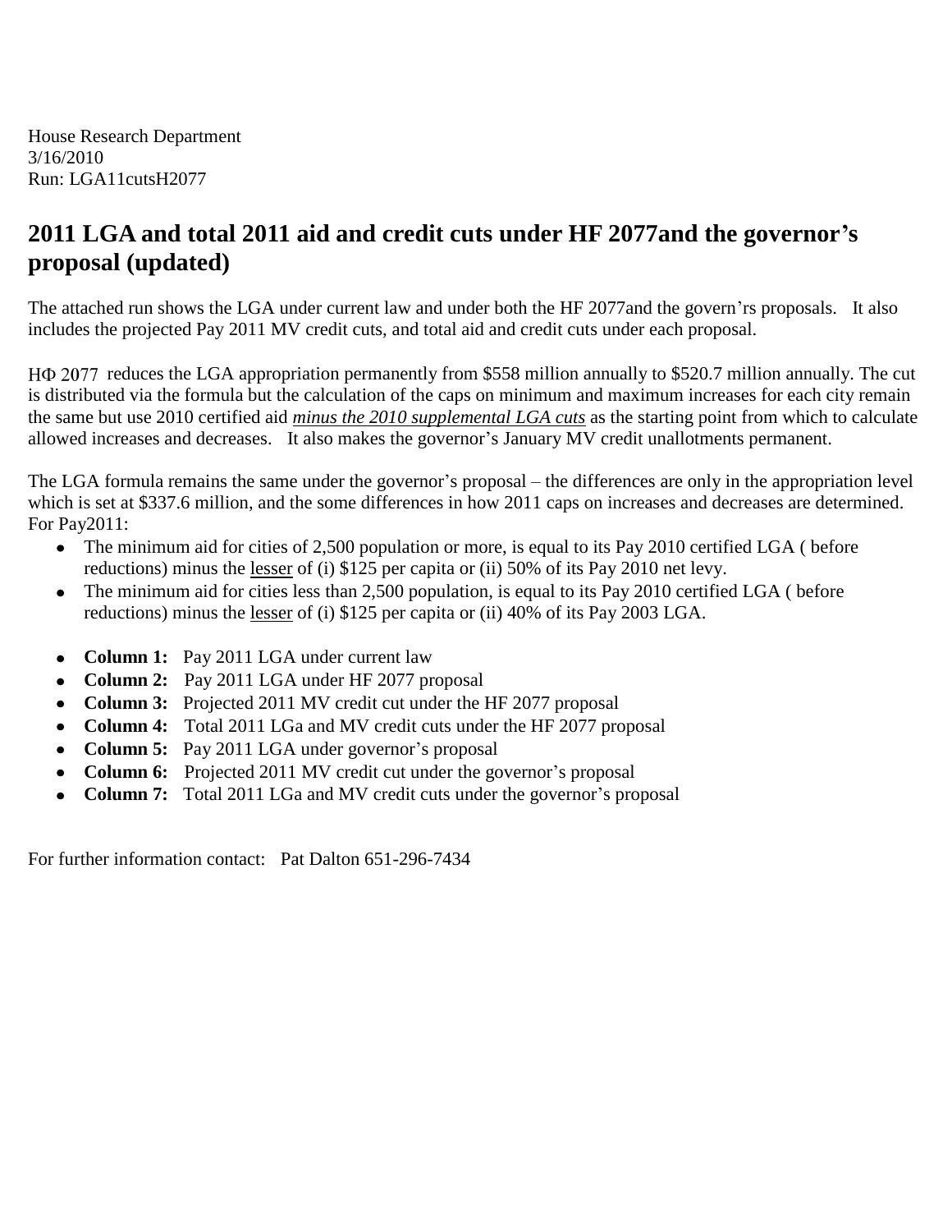House Research Department
3/16/2010
Run: LGA11cutsH2077

# 2011 LGA and total 2011 aid and credit cuts under HF 2077and the governor's proposal (updated)

The attached run shows the LGA under current law and under both the HF 2077and the govern'rs proposals. It also includes the projected Pay 2011 MV credit cuts, and total aid and credit cuts under each proposal.

HΦ 2077 reduces the LGA appropriation permanently from $558 million annually to $520.7 million annually. The cut is distributed via the formula but the calculation of the caps on minimum and maximum increases for each city remain the same but use 2010 certified aid ***minus the 2010 supplemental LGA cuts*** as the starting point from which to calculate allowed increases and decreases. It also makes the governor's January MV credit unallotments permanent.

The LGA formula remains the same under the governor's proposal – the differences are only in the appropriation level which is set at $337.6 million, and the some differences in how 2011 caps on increases and decreases are determined. For Pay2011:

- The minimum aid for cities of 2,500 population or more, is equal to its Pay 2010 certified LGA ( before reductions) minus the lesser of (i) $125 per capita or (ii) 50% of its Pay 2010 net levy.
- The minimum aid for cities less than 2,500 population, is equal to its Pay 2010 certified LGA ( before reductions) minus the lesser of (i) $125 per capita or (ii) 40% of its Pay 2003 LGA.

- **Column 1:** Pay 2011 LGA under current law
- **Column 2:** Pay 2011 LGA under HF 2077 proposal
- **Column 3:** Projected 2011 MV credit cut under the HF 2077 proposal
- **Column 4:** Total 2011 LGa and MV credit cuts under the HF 2077 proposal
- **Column 5:** Pay 2011 LGA under governor's proposal
- **Column 6:** Projected 2011 MV credit cut under the governor's proposal
- **Column 7:** Total 2011 LGa and MV credit cuts under the governor's proposal

For further information contact: Pat Dalton 651-296-7434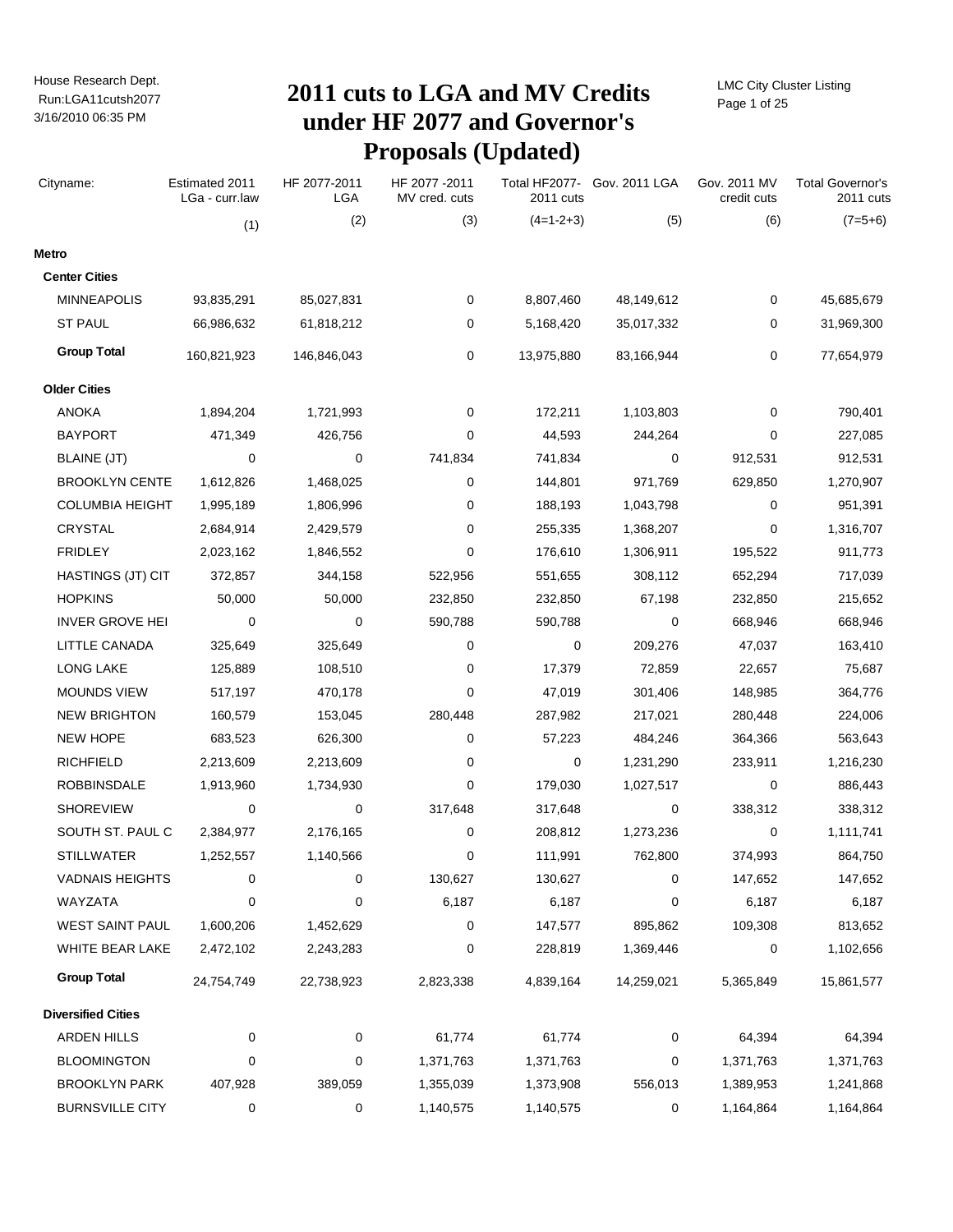House Research Dept.
Run:LGA11cutsh2077
3/16/2010 06:35 PM

# 2011 cuts to LGA and MV Credits under HF 2077 and Governor's Proposals (Updated)

LMC City Cluster Listing

| Cityname: | Estimated 2011 LGa - curr.law | HF 2077-2011 LGA | HF 2077 -2011 MV cred. cuts | Total HF2077- 2011 cuts | Gov. 2011 LGA | Gov. 2011 MV credit cuts | Total Governor's 2011 cuts |
|---|---|---|---|---|---|---|---|
| | (1) | (2) | (3) | (4=1-2+3) | (5) | (6) | (7=5+6) |
| **Metro** | | | | | | | |
| **Center Cities** | | | | | | | |
| MINNEAPOLIS | 93,835,291 | 85,027,831 | 0 | 8,807,460 | 48,149,612 | 0 | 45,685,679 |
| ST PAUL | 66,986,632 | 61,818,212 | 0 | 5,168,420 | 35,017,332 | 0 | 31,969,300 |
| **Group Total** | 160,821,923 | 146,846,043 | 0 | 13,975,880 | 83,166,944 | 0 | 77,654,979 |
| **Older Cities** | | | | | | | |
| ANOKA | 1,894,204 | 1,721,993 | 0 | 172,211 | 1,103,803 | 0 | 790,401 |
| BAYPORT | 471,349 | 426,756 | 0 | 44,593 | 244,264 | 0 | 227,085 |
| BLAINE (JT) | 0 | 0 | 741,834 | 741,834 | 0 | 912,531 | 912,531 |
| BROOKLYN CENTE | 1,612,826 | 1,468,025 | 0 | 144,801 | 971,769 | 629,850 | 1,270,907 |
| COLUMBIA HEIGHT | 1,995,189 | 1,806,996 | 0 | 188,193 | 1,043,798 | 0 | 951,391 |
| CRYSTAL | 2,684,914 | 2,429,579 | 0 | 255,335 | 1,368,207 | 0 | 1,316,707 |
| FRIDLEY | 2,023,162 | 1,846,552 | 0 | 176,610 | 1,306,911 | 195,522 | 911,773 |
| HASTINGS (JT) CIT | 372,857 | 344,158 | 522,956 | 551,655 | 308,112 | 652,294 | 717,039 |
| HOPKINS | 50,000 | 50,000 | 232,850 | 232,850 | 67,198 | 232,850 | 215,652 |
| INVER GROVE HEI | 0 | 0 | 590,788 | 590,788 | 0 | 668,946 | 668,946 |
| LITTLE CANADA | 325,649 | 325,649 | 0 | 0 | 209,276 | 47,037 | 163,410 |
| LONG LAKE | 125,889 | 108,510 | 0 | 17,379 | 72,859 | 22,657 | 75,687 |
| MOUNDS VIEW | 517,197 | 470,178 | 0 | 47,019 | 301,406 | 148,985 | 364,776 |
| NEW BRIGHTON | 160,579 | 153,045 | 280,448 | 287,982 | 217,021 | 280,448 | 224,006 |
| NEW HOPE | 683,523 | 626,300 | 0 | 57,223 | 484,246 | 364,366 | 563,643 |
| RICHFIELD | 2,213,609 | 2,213,609 | 0 | 0 | 1,231,290 | 233,911 | 1,216,230 |
| ROBBINSDALE | 1,913,960 | 1,734,930 | 0 | 179,030 | 1,027,517 | 0 | 886,443 |
| SHOREVIEW | 0 | 0 | 317,648 | 317,648 | 0 | 338,312 | 338,312 |
| SOUTH ST. PAUL C | 2,384,977 | 2,176,165 | 0 | 208,812 | 1,273,236 | 0 | 1,111,741 |
| STILLWATER | 1,252,557 | 1,140,566 | 0 | 111,991 | 762,800 | 374,993 | 864,750 |
| VADNAIS HEIGHTS | 0 | 0 | 130,627 | 130,627 | 0 | 147,652 | 147,652 |
| WAYZATA | 0 | 0 | 6,187 | 6,187 | 0 | 6,187 | 6,187 |
| WEST SAINT PAUL | 1,600,206 | 1,452,629 | 0 | 147,577 | 895,862 | 109,308 | 813,652 |
| WHITE BEAR LAKE | 2,472,102 | 2,243,283 | 0 | 228,819 | 1,369,446 | 0 | 1,102,656 |
| **Group Total** | 24,754,749 | 22,738,923 | 2,823,338 | 4,839,164 | 14,259,021 | 5,365,849 | 15,861,577 |
| **Diversified Cities** | | | | | | | |
| ARDEN HILLS | 0 | 0 | 61,774 | 61,774 | 0 | 64,394 | 64,394 |
| BLOOMINGTON | 0 | 0 | 1,371,763 | 1,371,763 | 0 | 1,371,763 | 1,371,763 |
| BROOKLYN PARK | 407,928 | 389,059 | 1,355,039 | 1,373,908 | 556,013 | 1,389,953 | 1,241,868 |
| BURNSVILLE CITY | 0 | 0 | 1,140,575 | 1,140,575 | 0 | 1,164,864 | 1,164,864 |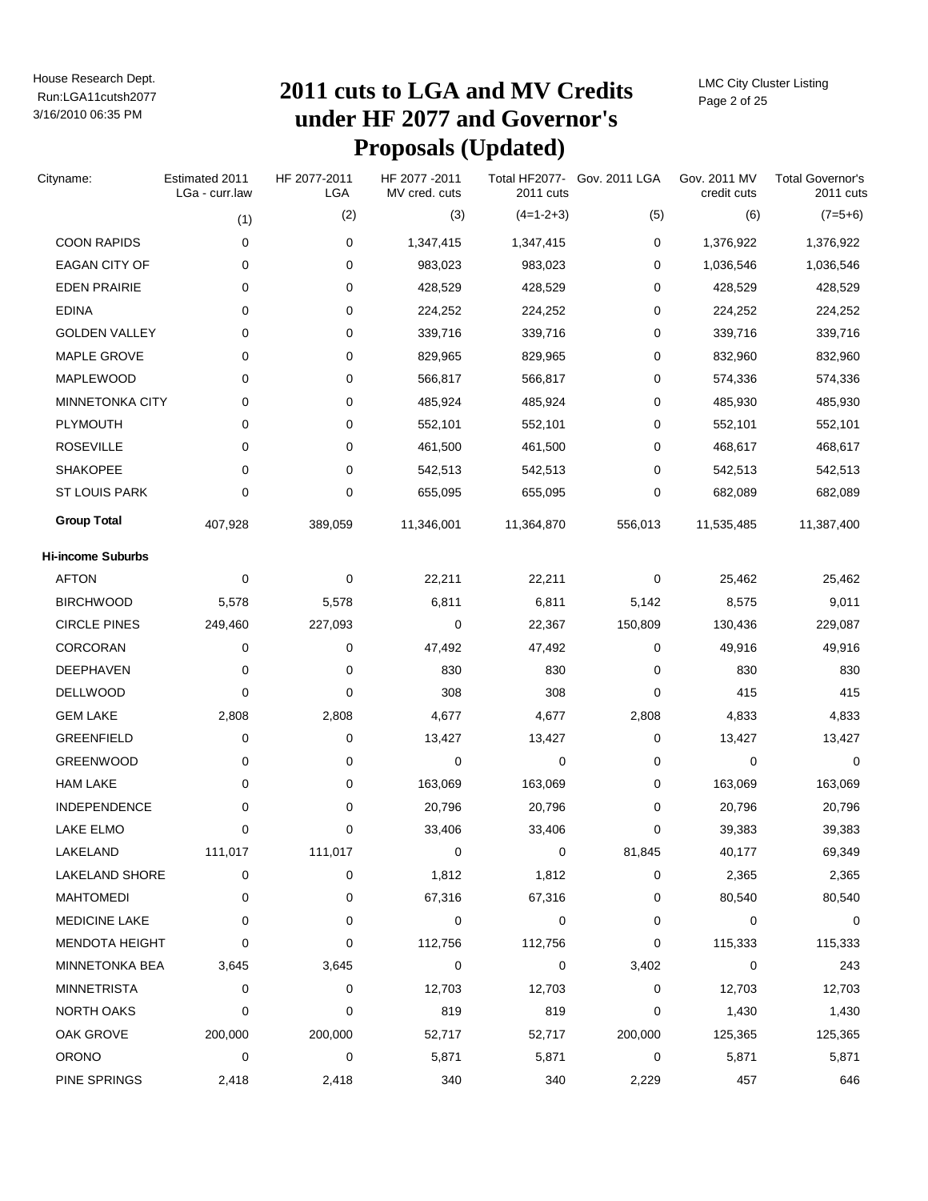# 2011 cuts to LGA and MV Credits under HF 2077 and Governor's Proposals (Updated)

| Cityname: | Estimated 2011 LGa - curr.law | HF 2077-2011 LGA | HF 2077 -2011 MV cred. cuts | Total HF2077- 2011 cuts | Gov. 2011 LGA | Gov. 2011 MV credit cuts | Total Governor's 2011 cuts |
|---|---|---|---|---|---|---|---|
| | (1) | (2) | (3) | (4=1-2+3) | (5) | (6) | (7=5+6) |
| COON RAPIDS | 0 | 0 | 1,347,415 | 1,347,415 | 0 | 1,376,922 | 1,376,922 |
| EAGAN CITY OF | 0 | 0 | 983,023 | 983,023 | 0 | 1,036,546 | 1,036,546 |
| EDEN PRAIRIE | 0 | 0 | 428,529 | 428,529 | 0 | 428,529 | 428,529 |
| EDINA | 0 | 0 | 224,252 | 224,252 | 0 | 224,252 | 224,252 |
| GOLDEN VALLEY | 0 | 0 | 339,716 | 339,716 | 0 | 339,716 | 339,716 |
| MAPLE GROVE | 0 | 0 | 829,965 | 829,965 | 0 | 832,960 | 832,960 |
| MAPLEWOOD | 0 | 0 | 566,817 | 566,817 | 0 | 574,336 | 574,336 |
| MINNETONKA CITY | 0 | 0 | 485,924 | 485,924 | 0 | 485,930 | 485,930 |
| PLYMOUTH | 0 | 0 | 552,101 | 552,101 | 0 | 552,101 | 552,101 |
| ROSEVILLE | 0 | 0 | 461,500 | 461,500 | 0 | 468,617 | 468,617 |
| SHAKOPEE | 0 | 0 | 542,513 | 542,513 | 0 | 542,513 | 542,513 |
| ST LOUIS PARK | 0 | 0 | 655,095 | 655,095 | 0 | 682,089 | 682,089 |
| **Group Total** | 407,928 | 389,059 | 11,346,001 | 11,364,870 | 556,013 | 11,535,485 | 11,387,400 |
| **Hi-income Suburbs** | | | | | | | |
| AFTON | 0 | 0 | 22,211 | 22,211 | 0 | 25,462 | 25,462 |
| BIRCHWOOD | 5,578 | 5,578 | 6,811 | 6,811 | 5,142 | 8,575 | 9,011 |
| CIRCLE PINES | 249,460 | 227,093 | 0 | 22,367 | 150,809 | 130,436 | 229,087 |
| CORCORAN | 0 | 0 | 47,492 | 47,492 | 0 | 49,916 | 49,916 |
| DEEPHAVEN | 0 | 0 | 830 | 830 | 0 | 830 | 830 |
| DELLWOOD | 0 | 0 | 308 | 308 | 0 | 415 | 415 |
| GEM LAKE | 2,808 | 2,808 | 4,677 | 4,677 | 2,808 | 4,833 | 4,833 |
| GREENFIELD | 0 | 0 | 13,427 | 13,427 | 0 | 13,427 | 13,427 |
| GREENWOOD | 0 | 0 | 0 | 0 | 0 | 0 | 0 |
| HAM LAKE | 0 | 0 | 163,069 | 163,069 | 0 | 163,069 | 163,069 |
| INDEPENDENCE | 0 | 0 | 20,796 | 20,796 | 0 | 20,796 | 20,796 |
| LAKE ELMO | 0 | 0 | 33,406 | 33,406 | 0 | 39,383 | 39,383 |
| LAKELAND | 111,017 | 111,017 | 0 | 0 | 81,845 | 40,177 | 69,349 |
| LAKELAND SHORE | 0 | 0 | 1,812 | 1,812 | 0 | 2,365 | 2,365 |
| MAHTOMEDI | 0 | 0 | 67,316 | 67,316 | 0 | 80,540 | 80,540 |
| MEDICINE LAKE | 0 | 0 | 0 | 0 | 0 | 0 | 0 |
| MENDOTA HEIGHT | 0 | 0 | 112,756 | 112,756 | 0 | 115,333 | 115,333 |
| MINNETONKA BEA | 3,645 | 3,645 | 0 | 0 | 3,402 | 0 | 243 |
| MINNETRISTA | 0 | 0 | 12,703 | 12,703 | 0 | 12,703 | 12,703 |
| NORTH OAKS | 0 | 0 | 819 | 819 | 0 | 1,430 | 1,430 |
| OAK GROVE | 200,000 | 200,000 | 52,717 | 52,717 | 200,000 | 125,365 | 125,365 |
| ORONO | 0 | 0 | 5,871 | 5,871 | 0 | 5,871 | 5,871 |
| PINE SPRINGS | 2,418 | 2,418 | 340 | 340 | 2,229 | 457 | 646 |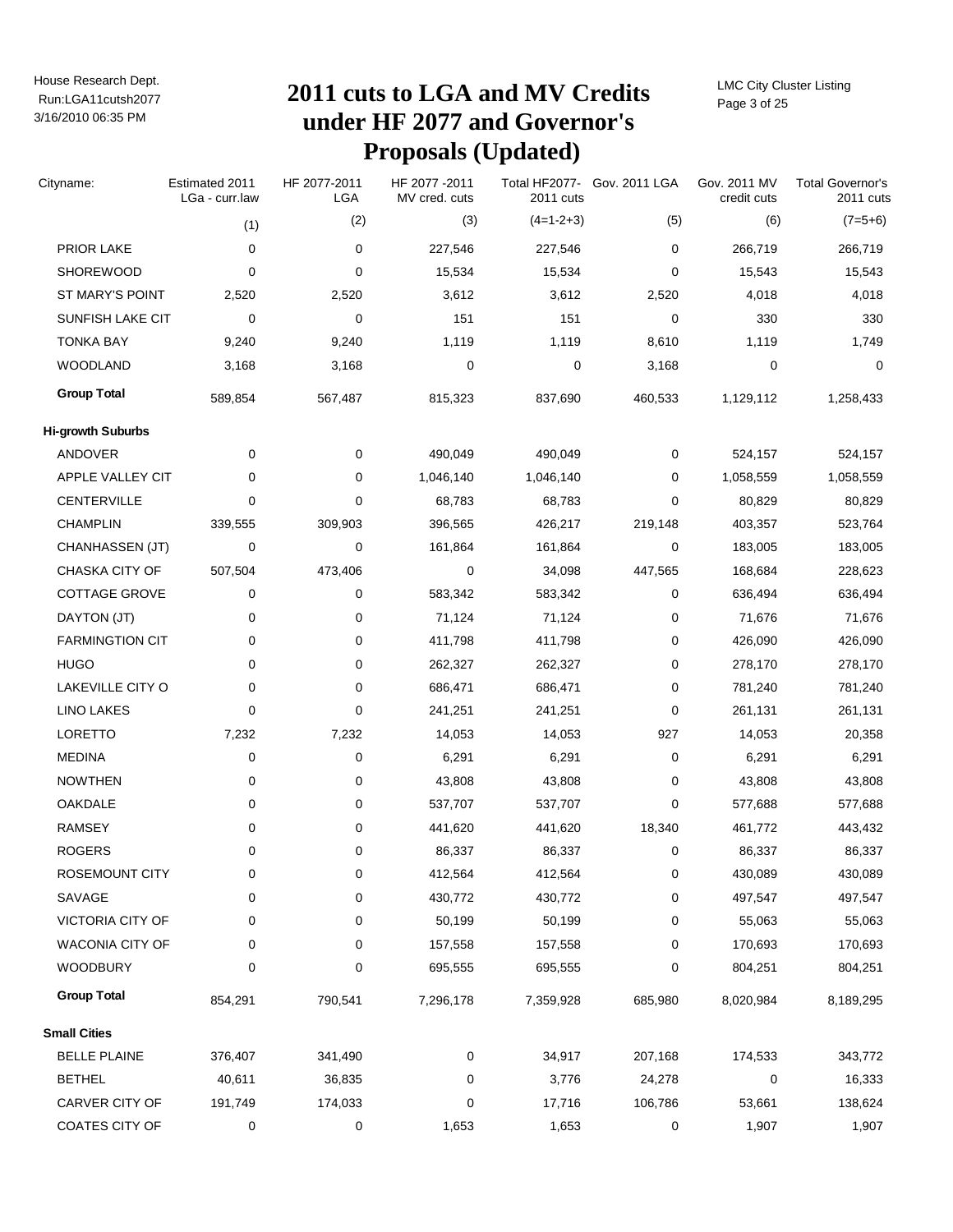# 2011 cuts to LGA and MV Credits under HF 2077 and Governor's Proposals (Updated)

| Cityname: | Estimated 2011 LGa - curr.law | HF 2077-2011 LGA | HF 2077 -2011 MV cred. cuts | Total HF2077-2011 cuts | Gov. 2011 LGA | Gov. 2011 MV credit cuts | Total Governor's 2011 cuts |
|---|---|---|---|---|---|---|---|
| | (1) | (2) | (3) | (4=1-2+3) | (5) | (6) | (7=5+6) |
| PRIOR LAKE | 0 | 0 | 227,546 | 227,546 | 0 | 266,719 | 266,719 |
| SHOREWOOD | 0 | 0 | 15,534 | 15,534 | 0 | 15,543 | 15,543 |
| ST MARY'S POINT | 2,520 | 2,520 | 3,612 | 3,612 | 2,520 | 4,018 | 4,018 |
| SUNFISH LAKE CIT | 0 | 0 | 151 | 151 | 0 | 330 | 330 |
| TONKA BAY | 9,240 | 9,240 | 1,119 | 1,119 | 8,610 | 1,119 | 1,749 |
| WOODLAND | 3,168 | 3,168 | 0 | 0 | 3,168 | 0 | 0 |
| **Group Total** | 589,854 | 567,487 | 815,323 | 837,690 | 460,533 | 1,129,112 | 1,258,433 |
| **Hi-growth Suburbs** | | | | | | | |
| ANDOVER | 0 | 0 | 490,049 | 490,049 | 0 | 524,157 | 524,157 |
| APPLE VALLEY CIT | 0 | 0 | 1,046,140 | 1,046,140 | 0 | 1,058,559 | 1,058,559 |
| CENTERVILLE | 0 | 0 | 68,783 | 68,783 | 0 | 80,829 | 80,829 |
| CHAMPLIN | 339,555 | 309,903 | 396,565 | 426,217 | 219,148 | 403,357 | 523,764 |
| CHANHASSEN (JT) | 0 | 0 | 161,864 | 161,864 | 0 | 183,005 | 183,005 |
| CHASKA CITY OF | 507,504 | 473,406 | 0 | 34,098 | 447,565 | 168,684 | 228,623 |
| COTTAGE GROVE | 0 | 0 | 583,342 | 583,342 | 0 | 636,494 | 636,494 |
| DAYTON (JT) | 0 | 0 | 71,124 | 71,124 | 0 | 71,676 | 71,676 |
| FARMINGTION CIT | 0 | 0 | 411,798 | 411,798 | 0 | 426,090 | 426,090 |
| HUGO | 0 | 0 | 262,327 | 262,327 | 0 | 278,170 | 278,170 |
| LAKEVILLE CITY O | 0 | 0 | 686,471 | 686,471 | 0 | 781,240 | 781,240 |
| LINO LAKES | 0 | 0 | 241,251 | 241,251 | 0 | 261,131 | 261,131 |
| LORETTO | 7,232 | 7,232 | 14,053 | 14,053 | 927 | 14,053 | 20,358 |
| MEDINA | 0 | 0 | 6,291 | 6,291 | 0 | 6,291 | 6,291 |
| NOWTHEN | 0 | 0 | 43,808 | 43,808 | 0 | 43,808 | 43,808 |
| OAKDALE | 0 | 0 | 537,707 | 537,707 | 0 | 577,688 | 577,688 |
| RAMSEY | 0 | 0 | 441,620 | 441,620 | 18,340 | 461,772 | 443,432 |
| ROGERS | 0 | 0 | 86,337 | 86,337 | 0 | 86,337 | 86,337 |
| ROSEMOUNT CITY | 0 | 0 | 412,564 | 412,564 | 0 | 430,089 | 430,089 |
| SAVAGE | 0 | 0 | 430,772 | 430,772 | 0 | 497,547 | 497,547 |
| VICTORIA CITY OF | 0 | 0 | 50,199 | 50,199 | 0 | 55,063 | 55,063 |
| WACONIA CITY OF | 0 | 0 | 157,558 | 157,558 | 0 | 170,693 | 170,693 |
| WOODBURY | 0 | 0 | 695,555 | 695,555 | 0 | 804,251 | 804,251 |
| **Group Total** | 854,291 | 790,541 | 7,296,178 | 7,359,928 | 685,980 | 8,020,984 | 8,189,295 |
| **Small Cities** | | | | | | | |
| BELLE PLAINE | 376,407 | 341,490 | 0 | 34,917 | 207,168 | 174,533 | 343,772 |
| BETHEL | 40,611 | 36,835 | 0 | 3,776 | 24,278 | 0 | 16,333 |
| CARVER CITY OF | 191,749 | 174,033 | 0 | 17,716 | 106,786 | 53,661 | 138,624 |
| COATES CITY OF | 0 | 0 | 1,653 | 1,653 | 0 | 1,907 | 1,907 |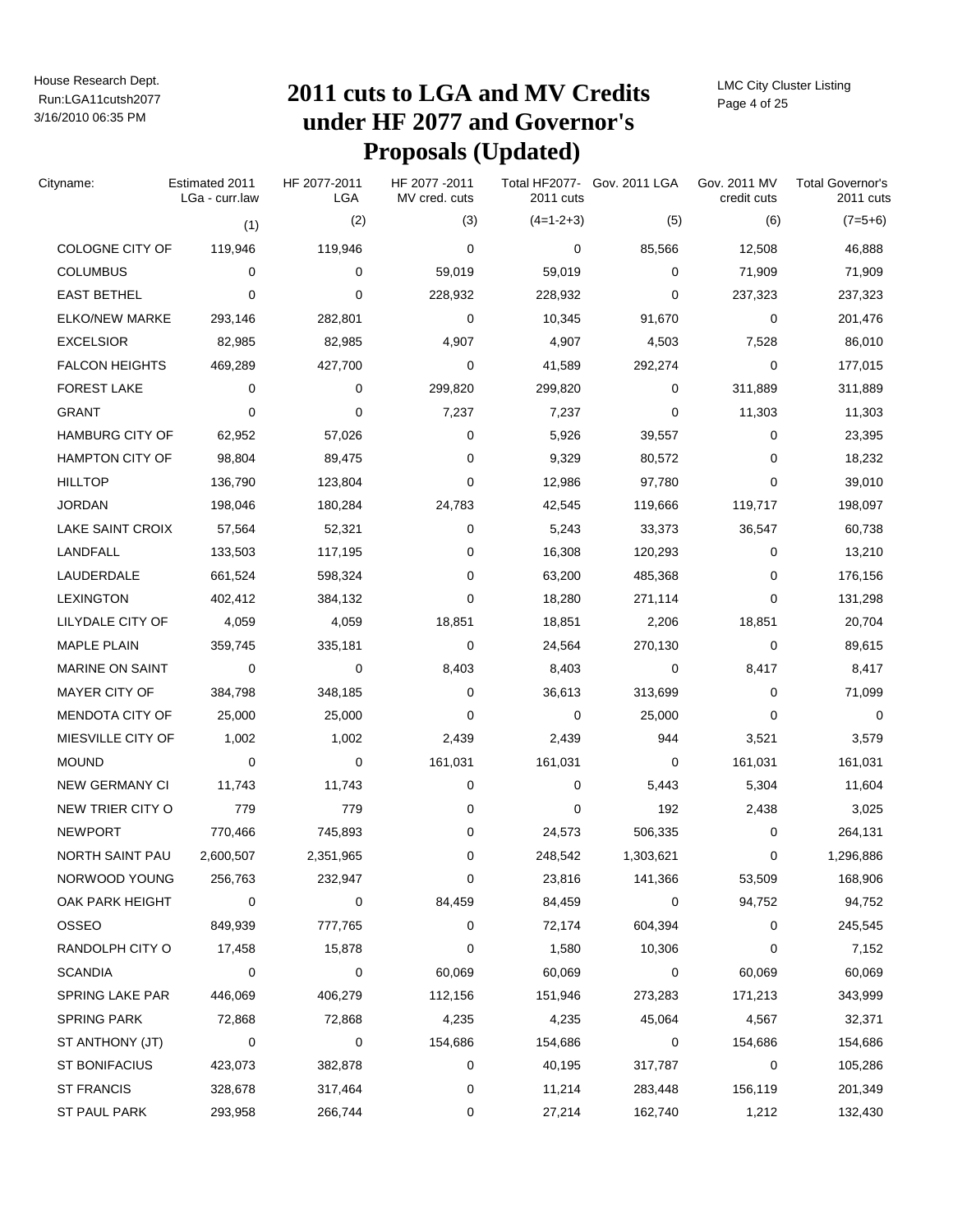# 2011 cuts to LGA and MV Credits under HF 2077 and Governor's Proposals (Updated)

| Cityname: | Estimated 2011 LGa - curr.law | HF 2077-2011 LGA | HF 2077 -2011 MV cred. cuts | Total HF2077- 2011 cuts | Gov. 2011 LGA | Gov. 2011 MV credit cuts | Total Governor's 2011 cuts |
|---|---|---|---|---|---|---|---|
| | (1) | (2) | (3) | (4=1-2+3) | (5) | (6) | (7=5+6) |
| COLOGNE CITY OF | 119,946 | 119,946 | 0 | 0 | 85,566 | 12,508 | 46,888 |
| COLUMBUS | 0 | 0 | 59,019 | 59,019 | 0 | 71,909 | 71,909 |
| EAST BETHEL | 0 | 0 | 228,932 | 228,932 | 0 | 237,323 | 237,323 |
| ELKO/NEW MARKE | 293,146 | 282,801 | 0 | 10,345 | 91,670 | 0 | 201,476 |
| EXCELSIOR | 82,985 | 82,985 | 4,907 | 4,907 | 4,503 | 7,528 | 86,010 |
| FALCON HEIGHTS | 469,289 | 427,700 | 0 | 41,589 | 292,274 | 0 | 177,015 |
| FOREST LAKE | 0 | 0 | 299,820 | 299,820 | 0 | 311,889 | 311,889 |
| GRANT | 0 | 0 | 7,237 | 7,237 | 0 | 11,303 | 11,303 |
| HAMBURG CITY OF | 62,952 | 57,026 | 0 | 5,926 | 39,557 | 0 | 23,395 |
| HAMPTON CITY OF | 98,804 | 89,475 | 0 | 9,329 | 80,572 | 0 | 18,232 |
| HILLTOP | 136,790 | 123,804 | 0 | 12,986 | 97,780 | 0 | 39,010 |
| JORDAN | 198,046 | 180,284 | 24,783 | 42,545 | 119,666 | 119,717 | 198,097 |
| LAKE SAINT CROIX | 57,564 | 52,321 | 0 | 5,243 | 33,373 | 36,547 | 60,738 |
| LANDFALL | 133,503 | 117,195 | 0 | 16,308 | 120,293 | 0 | 13,210 |
| LAUDERDALE | 661,524 | 598,324 | 0 | 63,200 | 485,368 | 0 | 176,156 |
| LEXINGTON | 402,412 | 384,132 | 0 | 18,280 | 271,114 | 0 | 131,298 |
| LILYDALE CITY OF | 4,059 | 4,059 | 18,851 | 18,851 | 2,206 | 18,851 | 20,704 |
| MAPLE PLAIN | 359,745 | 335,181 | 0 | 24,564 | 270,130 | 0 | 89,615 |
| MARINE ON SAINT | 0 | 0 | 8,403 | 8,403 | 0 | 8,417 | 8,417 |
| MAYER CITY OF | 384,798 | 348,185 | 0 | 36,613 | 313,699 | 0 | 71,099 |
| MENDOTA CITY OF | 25,000 | 25,000 | 0 | 0 | 25,000 | 0 | 0 |
| MIESVILLE CITY OF | 1,002 | 1,002 | 2,439 | 2,439 | 944 | 3,521 | 3,579 |
| MOUND | 0 | 0 | 161,031 | 161,031 | 0 | 161,031 | 161,031 |
| NEW GERMANY CI | 11,743 | 11,743 | 0 | 0 | 5,443 | 5,304 | 11,604 |
| NEW TRIER CITY O | 779 | 779 | 0 | 0 | 192 | 2,438 | 3,025 |
| NEWPORT | 770,466 | 745,893 | 0 | 24,573 | 506,335 | 0 | 264,131 |
| NORTH SAINT PAU | 2,600,507 | 2,351,965 | 0 | 248,542 | 1,303,621 | 0 | 1,296,886 |
| NORWOOD YOUNG | 256,763 | 232,947 | 0 | 23,816 | 141,366 | 53,509 | 168,906 |
| OAK PARK HEIGHT | 0 | 0 | 84,459 | 84,459 | 0 | 94,752 | 94,752 |
| OSSEO | 849,939 | 777,765 | 0 | 72,174 | 604,394 | 0 | 245,545 |
| RANDOLPH CITY O | 17,458 | 15,878 | 0 | 1,580 | 10,306 | 0 | 7,152 |
| SCANDIA | 0 | 0 | 60,069 | 60,069 | 0 | 60,069 | 60,069 |
| SPRING LAKE PAR | 446,069 | 406,279 | 112,156 | 151,946 | 273,283 | 171,213 | 343,999 |
| SPRING PARK | 72,868 | 72,868 | 4,235 | 4,235 | 45,064 | 4,567 | 32,371 |
| ST ANTHONY (JT) | 0 | 0 | 154,686 | 154,686 | 0 | 154,686 | 154,686 |
| ST BONIFACIUS | 423,073 | 382,878 | 0 | 40,195 | 317,787 | 0 | 105,286 |
| ST FRANCIS | 328,678 | 317,464 | 0 | 11,214 | 283,448 | 156,119 | 201,349 |
| ST PAUL PARK | 293,958 | 266,744 | 0 | 27,214 | 162,740 | 1,212 | 132,430 |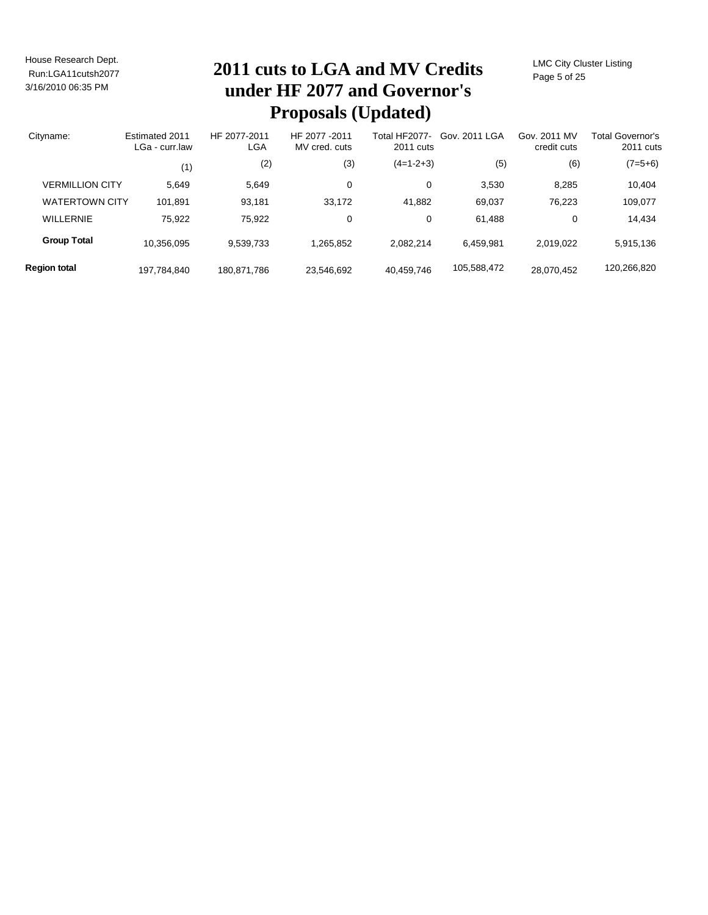# 2011 cuts to LGA and MV Credits under HF 2077 and Governor's Proposals (Updated)

| Cityname: | Estimated 2011 LGa - curr.law | HF 2077-2011 LGA | HF 2077 -2011 MV cred. cuts | Total HF2077- 2011 cuts | Gov. 2011 LGA | Gov. 2011 MV credit cuts | Total Governor's 2011 cuts |
|---|---|---|---|---|---|---|---|
| | (1) | (2) | (3) | (4=1-2+3) | (5) | (6) | (7=5+6) |
| VERMILLION CITY | 5,649 | 5,649 | 0 | 0 | 3,530 | 8,285 | 10,404 |
| WATERTOWN CITY | 101,891 | 93,181 | 33,172 | 41,882 | 69,037 | 76,223 | 109,077 |
| WILLERNIE | 75,922 | 75,922 | 0 | 0 | 61,488 | 0 | 14,434 |
| **Group Total** | 10,356,095 | 9,539,733 | 1,265,852 | 2,082,214 | 6,459,981 | 2,019,022 | 5,915,136 |
| **Region total** | 197,784,840 | 180,871,786 | 23,546,692 | 40,459,746 | 105,588,472 | 28,070,452 | 120,266,820 |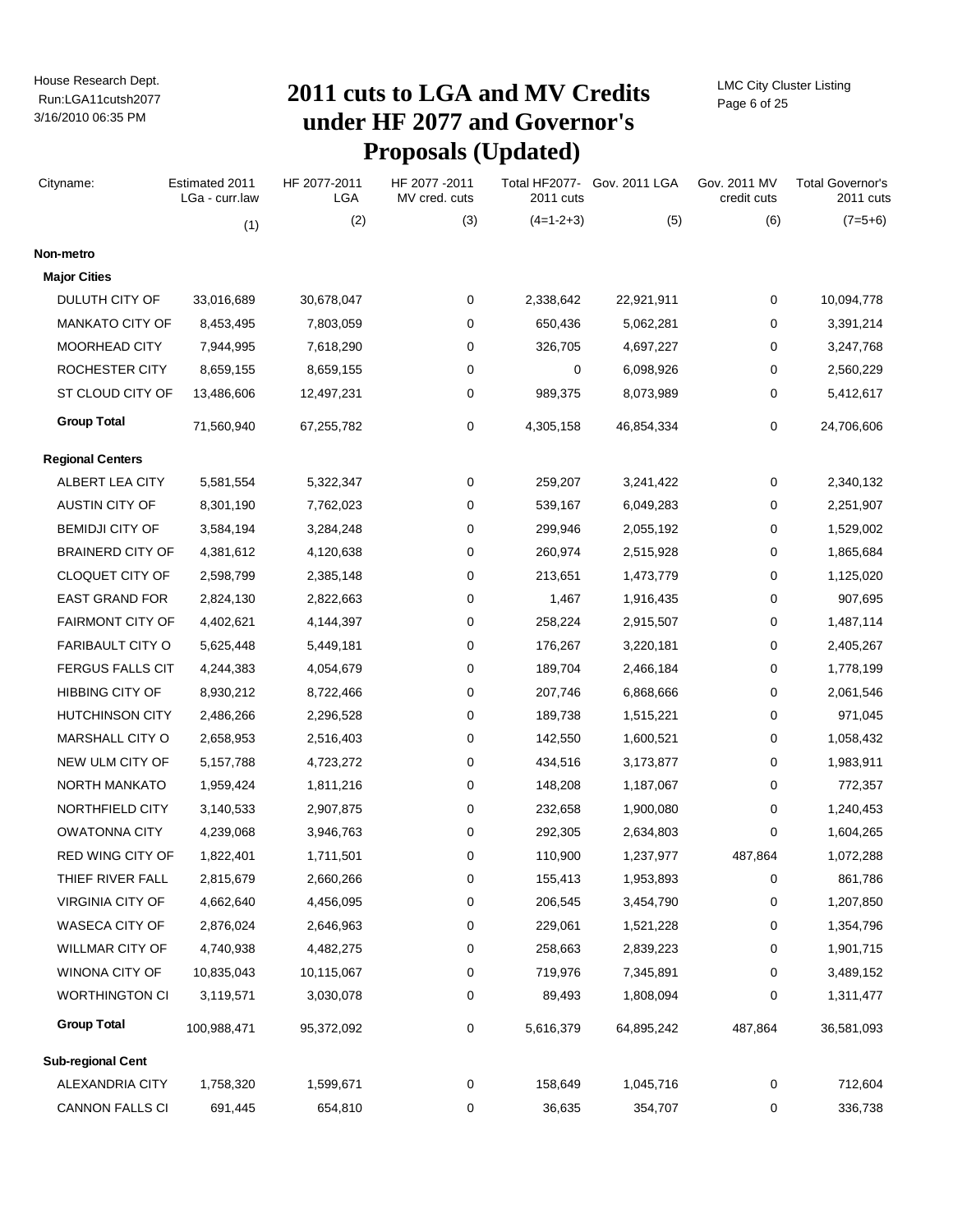# 2011 cuts to LGA and MV Credits under HF 2077 and Governor's Proposals (Updated)

| Cityname: | Estimated 2011 LGa - curr.law | HF 2077-2011 LGA | HF 2077 -2011 MV cred. cuts | Total HF2077-2011 cuts | Gov. 2011 LGA | Gov. 2011 MV credit cuts | Total Governor's 2011 cuts |
|---|---|---|---|---|---|---|---|
| | (1) | (2) | (3) | (4=1-2+3) | (5) | (6) | (7=5+6) |
| **Non-metro** | | | | | | | |
| **Major Cities** | | | | | | | |
| DULUTH CITY OF | 33,016,689 | 30,678,047 | 0 | 2,338,642 | 22,921,911 | 0 | 10,094,778 |
| MANKATO CITY OF | 8,453,495 | 7,803,059 | 0 | 650,436 | 5,062,281 | 0 | 3,391,214 |
| MOORHEAD CITY | 7,944,995 | 7,618,290 | 0 | 326,705 | 4,697,227 | 0 | 3,247,768 |
| ROCHESTER CITY | 8,659,155 | 8,659,155 | 0 | 0 | 6,098,926 | 0 | 2,560,229 |
| ST CLOUD CITY OF | 13,486,606 | 12,497,231 | 0 | 989,375 | 8,073,989 | 0 | 5,412,617 |
| **Group Total** | 71,560,940 | 67,255,782 | 0 | 4,305,158 | 46,854,334 | 0 | 24,706,606 |
| **Regional Centers** | | | | | | | |
| ALBERT LEA CITY | 5,581,554 | 5,322,347 | 0 | 259,207 | 3,241,422 | 0 | 2,340,132 |
| AUSTIN CITY OF | 8,301,190 | 7,762,023 | 0 | 539,167 | 6,049,283 | 0 | 2,251,907 |
| BEMIDJI CITY OF | 3,584,194 | 3,284,248 | 0 | 299,946 | 2,055,192 | 0 | 1,529,002 |
| BRAINERD CITY OF | 4,381,612 | 4,120,638 | 0 | 260,974 | 2,515,928 | 0 | 1,865,684 |
| CLOQUET CITY OF | 2,598,799 | 2,385,148 | 0 | 213,651 | 1,473,779 | 0 | 1,125,020 |
| EAST GRAND FOR | 2,824,130 | 2,822,663 | 0 | 1,467 | 1,916,435 | 0 | 907,695 |
| FAIRMONT CITY OF | 4,402,621 | 4,144,397 | 0 | 258,224 | 2,915,507 | 0 | 1,487,114 |
| FARIBAULT CITY O | 5,625,448 | 5,449,181 | 0 | 176,267 | 3,220,181 | 0 | 2,405,267 |
| FERGUS FALLS CIT | 4,244,383 | 4,054,679 | 0 | 189,704 | 2,466,184 | 0 | 1,778,199 |
| HIBBING CITY OF | 8,930,212 | 8,722,466 | 0 | 207,746 | 6,868,666 | 0 | 2,061,546 |
| HUTCHINSON CITY | 2,486,266 | 2,296,528 | 0 | 189,738 | 1,515,221 | 0 | 971,045 |
| MARSHALL CITY O | 2,658,953 | 2,516,403 | 0 | 142,550 | 1,600,521 | 0 | 1,058,432 |
| NEW ULM CITY OF | 5,157,788 | 4,723,272 | 0 | 434,516 | 3,173,877 | 0 | 1,983,911 |
| NORTH MANKATO | 1,959,424 | 1,811,216 | 0 | 148,208 | 1,187,067 | 0 | 772,357 |
| NORTHFIELD CITY | 3,140,533 | 2,907,875 | 0 | 232,658 | 1,900,080 | 0 | 1,240,453 |
| OWATONNA CITY | 4,239,068 | 3,946,763 | 0 | 292,305 | 2,634,803 | 0 | 1,604,265 |
| RED WING CITY OF | 1,822,401 | 1,711,501 | 0 | 110,900 | 1,237,977 | 487,864 | 1,072,288 |
| THIEF RIVER FALL | 2,815,679 | 2,660,266 | 0 | 155,413 | 1,953,893 | 0 | 861,786 |
| VIRGINIA CITY OF | 4,662,640 | 4,456,095 | 0 | 206,545 | 3,454,790 | 0 | 1,207,850 |
| WASECA CITY OF | 2,876,024 | 2,646,963 | 0 | 229,061 | 1,521,228 | 0 | 1,354,796 |
| WILLMAR CITY OF | 4,740,938 | 4,482,275 | 0 | 258,663 | 2,839,223 | 0 | 1,901,715 |
| WINONA CITY OF | 10,835,043 | 10,115,067 | 0 | 719,976 | 7,345,891 | 0 | 3,489,152 |
| WORTHINGTON CI | 3,119,571 | 3,030,078 | 0 | 89,493 | 1,808,094 | 0 | 1,311,477 |
| **Group Total** | 100,988,471 | 95,372,092 | 0 | 5,616,379 | 64,895,242 | 487,864 | 36,581,093 |
| **Sub-regional Cent** | | | | | | | |
| ALEXANDRIA CITY | 1,758,320 | 1,599,671 | 0 | 158,649 | 1,045,716 | 0 | 712,604 |
| CANNON FALLS CI | 691,445 | 654,810 | 0 | 36,635 | 354,707 | 0 | 336,738 |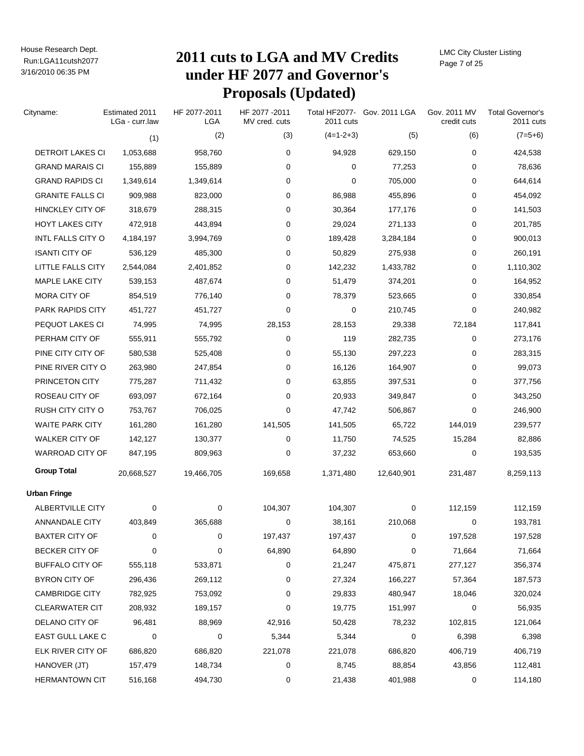# 2011 cuts to LGA and MV Credits under HF 2077 and Governor's Proposals (Updated)

House Research Dept.
Run:LGA11cutsh2077
3/16/2010 06:35 PM

LMC City Cluster Listing

| Cityname: | Estimated 2011 LGa - curr.law | HF 2077-2011 LGA | HF 2077 -2011 MV cred. cuts | Total HF2077- 2011 cuts | Gov. 2011 LGA | Gov. 2011 MV credit cuts | Total Governor's 2011 cuts |
|---|---|---|---|---|---|---|---|
| | (1) | (2) | (3) | (4=1-2+3) | (5) | (6) | (7=5+6) |
| DETROIT LAKES CI | 1,053,688 | 958,760 | 0 | 94,928 | 629,150 | 0 | 424,538 |
| GRAND MARAIS CI | 155,889 | 155,889 | 0 | 0 | 77,253 | 0 | 78,636 |
| GRAND RAPIDS CI | 1,349,614 | 1,349,614 | 0 | 0 | 705,000 | 0 | 644,614 |
| GRANITE FALLS CI | 909,988 | 823,000 | 0 | 86,988 | 455,896 | 0 | 454,092 |
| HINCKLEY CITY OF | 318,679 | 288,315 | 0 | 30,364 | 177,176 | 0 | 141,503 |
| HOYT LAKES CITY | 472,918 | 443,894 | 0 | 29,024 | 271,133 | 0 | 201,785 |
| INTL FALLS CITY O | 4,184,197 | 3,994,769 | 0 | 189,428 | 3,284,184 | 0 | 900,013 |
| ISANTI CITY OF | 536,129 | 485,300 | 0 | 50,829 | 275,938 | 0 | 260,191 |
| LITTLE FALLS CITY | 2,544,084 | 2,401,852 | 0 | 142,232 | 1,433,782 | 0 | 1,110,302 |
| MAPLE LAKE CITY | 539,153 | 487,674 | 0 | 51,479 | 374,201 | 0 | 164,952 |
| MORA CITY OF | 854,519 | 776,140 | 0 | 78,379 | 523,665 | 0 | 330,854 |
| PARK RAPIDS CITY | 451,727 | 451,727 | 0 | 0 | 210,745 | 0 | 240,982 |
| PEQUOT LAKES CI | 74,995 | 74,995 | 28,153 | 28,153 | 29,338 | 72,184 | 117,841 |
| PERHAM CITY OF | 555,911 | 555,792 | 0 | 119 | 282,735 | 0 | 273,176 |
| PINE CITY CITY OF | 580,538 | 525,408 | 0 | 55,130 | 297,223 | 0 | 283,315 |
| PINE RIVER CITY O | 263,980 | 247,854 | 0 | 16,126 | 164,907 | 0 | 99,073 |
| PRINCETON CITY | 775,287 | 711,432 | 0 | 63,855 | 397,531 | 0 | 377,756 |
| ROSEAU CITY OF | 693,097 | 672,164 | 0 | 20,933 | 349,847 | 0 | 343,250 |
| RUSH CITY CITY O | 753,767 | 706,025 | 0 | 47,742 | 506,867 | 0 | 246,900 |
| WAITE PARK CITY | 161,280 | 161,280 | 141,505 | 141,505 | 65,722 | 144,019 | 239,577 |
| WALKER CITY OF | 142,127 | 130,377 | 0 | 11,750 | 74,525 | 15,284 | 82,886 |
| WARROAD CITY OF | 847,195 | 809,963 | 0 | 37,232 | 653,660 | 0 | 193,535 |
| **Group Total** | 20,668,527 | 19,466,705 | 169,658 | 1,371,480 | 12,640,901 | 231,487 | 8,259,113 |
| **Urban Fringe** | | | | | | | |
| ALBERTVILLE CITY | 0 | 0 | 104,307 | 104,307 | 0 | 112,159 | 112,159 |
| ANNANDALE CITY | 403,849 | 365,688 | 0 | 38,161 | 210,068 | 0 | 193,781 |
| BAXTER CITY OF | 0 | 0 | 197,437 | 197,437 | 0 | 197,528 | 197,528 |
| BECKER CITY OF | 0 | 0 | 64,890 | 64,890 | 0 | 71,664 | 71,664 |
| BUFFALO CITY OF | 555,118 | 533,871 | 0 | 21,247 | 475,871 | 277,127 | 356,374 |
| BYRON CITY OF | 296,436 | 269,112 | 0 | 27,324 | 166,227 | 57,364 | 187,573 |
| CAMBRIDGE CITY | 782,925 | 753,092 | 0 | 29,833 | 480,947 | 18,046 | 320,024 |
| CLEARWATER CIT | 208,932 | 189,157 | 0 | 19,775 | 151,997 | 0 | 56,935 |
| DELANO CITY OF | 96,481 | 88,969 | 42,916 | 50,428 | 78,232 | 102,815 | 121,064 |
| EAST GULL LAKE C | 0 | 0 | 5,344 | 5,344 | 0 | 6,398 | 6,398 |
| ELK RIVER CITY OF | 686,820 | 686,820 | 221,078 | 221,078 | 686,820 | 406,719 | 406,719 |
| HANOVER (JT) | 157,479 | 148,734 | 0 | 8,745 | 88,854 | 43,856 | 112,481 |
| HERMANTOWN CIT | 516,168 | 494,730 | 0 | 21,438 | 401,988 | 0 | 114,180 |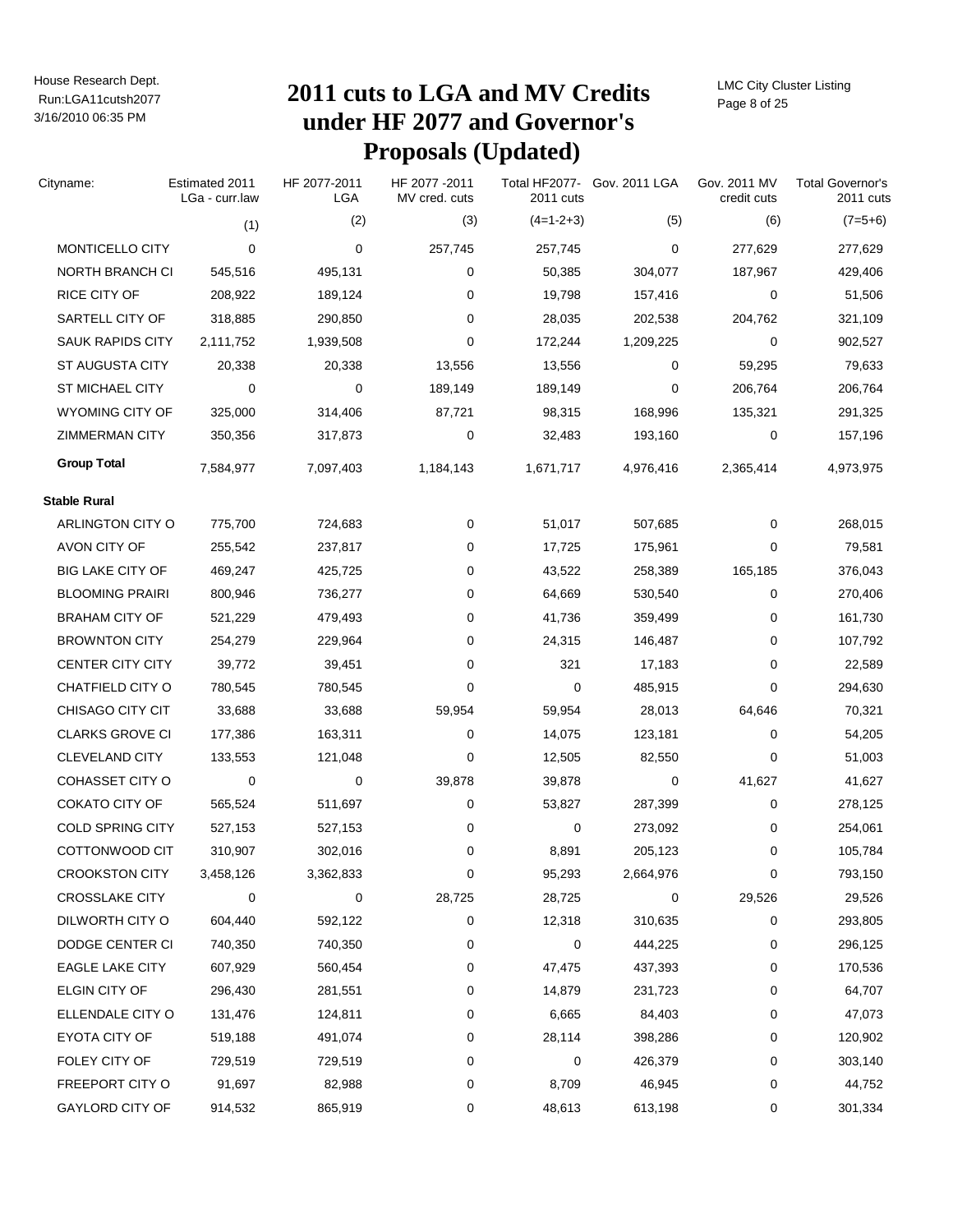# 2011 cuts to LGA and MV Credits under HF 2077 and Governor's Proposals (Updated)

House Research Dept.
Run:LGA11cutsh2077
3/16/2010 06:35 PM

LMC City Cluster Listing

| Cityname: | Estimated 2011 LGa - curr.law | HF 2077-2011 LGA | HF 2077 -2011 MV cred. cuts | Total HF2077-2011 cuts | Gov. 2011 LGA | Gov. 2011 MV credit cuts | Total Governor's 2011 cuts |
|---|---|---|---|---|---|---|---|
| | (1) | (2) | (3) | (4=1-2+3) | (5) | (6) | (7=5+6) |
| MONTICELLO CITY | 0 | 0 | 257,745 | 257,745 | 0 | 277,629 | 277,629 |
| NORTH BRANCH CI | 545,516 | 495,131 | 0 | 50,385 | 304,077 | 187,967 | 429,406 |
| RICE CITY OF | 208,922 | 189,124 | 0 | 19,798 | 157,416 | 0 | 51,506 |
| SARTELL CITY OF | 318,885 | 290,850 | 0 | 28,035 | 202,538 | 204,762 | 321,109 |
| SAUK RAPIDS CITY | 2,111,752 | 1,939,508 | 0 | 172,244 | 1,209,225 | 0 | 902,527 |
| ST AUGUSTA CITY | 20,338 | 20,338 | 13,556 | 13,556 | 0 | 59,295 | 79,633 |
| ST MICHAEL CITY | 0 | 0 | 189,149 | 189,149 | 0 | 206,764 | 206,764 |
| WYOMING CITY OF | 325,000 | 314,406 | 87,721 | 98,315 | 168,996 | 135,321 | 291,325 |
| ZIMMERMAN CITY | 350,356 | 317,873 | 0 | 32,483 | 193,160 | 0 | 157,196 |
| **Group Total** | 7,584,977 | 7,097,403 | 1,184,143 | 1,671,717 | 4,976,416 | 2,365,414 | 4,973,975 |
| **Stable Rural** | | | | | | | |
| ARLINGTON CITY O | 775,700 | 724,683 | 0 | 51,017 | 507,685 | 0 | 268,015 |
| AVON CITY OF | 255,542 | 237,817 | 0 | 17,725 | 175,961 | 0 | 79,581 |
| BIG LAKE CITY OF | 469,247 | 425,725 | 0 | 43,522 | 258,389 | 165,185 | 376,043 |
| BLOOMING PRAIRI | 800,946 | 736,277 | 0 | 64,669 | 530,540 | 0 | 270,406 |
| BRAHAM CITY OF | 521,229 | 479,493 | 0 | 41,736 | 359,499 | 0 | 161,730 |
| BROWNTON CITY | 254,279 | 229,964 | 0 | 24,315 | 146,487 | 0 | 107,792 |
| CENTER CITY CITY | 39,772 | 39,451 | 0 | 321 | 17,183 | 0 | 22,589 |
| CHATFIELD CITY O | 780,545 | 780,545 | 0 | 0 | 485,915 | 0 | 294,630 |
| CHISAGO CITY CIT | 33,688 | 33,688 | 59,954 | 59,954 | 28,013 | 64,646 | 70,321 |
| CLARKS GROVE CI | 177,386 | 163,311 | 0 | 14,075 | 123,181 | 0 | 54,205 |
| CLEVELAND CITY | 133,553 | 121,048 | 0 | 12,505 | 82,550 | 0 | 51,003 |
| COHASSET CITY O | 0 | 0 | 39,878 | 39,878 | 0 | 41,627 | 41,627 |
| COKATO CITY OF | 565,524 | 511,697 | 0 | 53,827 | 287,399 | 0 | 278,125 |
| COLD SPRING CITY | 527,153 | 527,153 | 0 | 0 | 273,092 | 0 | 254,061 |
| COTTONWOOD CIT | 310,907 | 302,016 | 0 | 8,891 | 205,123 | 0 | 105,784 |
| CROOKSTON CITY | 3,458,126 | 3,362,833 | 0 | 95,293 | 2,664,976 | 0 | 793,150 |
| CROSSLAKE CITY | 0 | 0 | 28,725 | 28,725 | 0 | 29,526 | 29,526 |
| DILWORTH CITY O | 604,440 | 592,122 | 0 | 12,318 | 310,635 | 0 | 293,805 |
| DODGE CENTER CI | 740,350 | 740,350 | 0 | 0 | 444,225 | 0 | 296,125 |
| EAGLE LAKE CITY | 607,929 | 560,454 | 0 | 47,475 | 437,393 | 0 | 170,536 |
| ELGIN CITY OF | 296,430 | 281,551 | 0 | 14,879 | 231,723 | 0 | 64,707 |
| ELLENDALE CITY O | 131,476 | 124,811 | 0 | 6,665 | 84,403 | 0 | 47,073 |
| EYOTA CITY OF | 519,188 | 491,074 | 0 | 28,114 | 398,286 | 0 | 120,902 |
| FOLEY CITY OF | 729,519 | 729,519 | 0 | 0 | 426,379 | 0 | 303,140 |
| FREEPORT CITY O | 91,697 | 82,988 | 0 | 8,709 | 46,945 | 0 | 44,752 |
| GAYLORD CITY OF | 914,532 | 865,919 | 0 | 48,613 | 613,198 | 0 | 301,334 |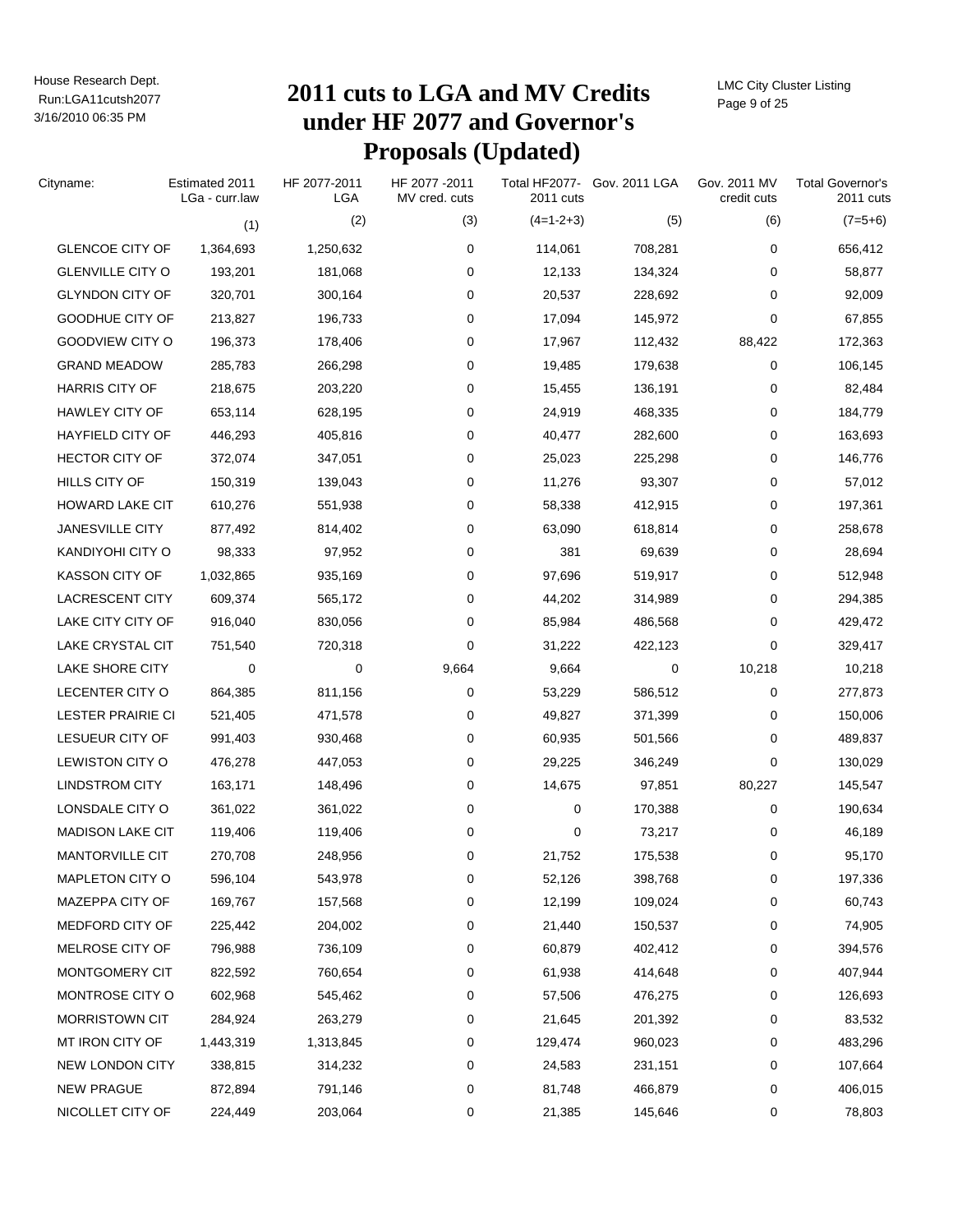# 2011 cuts to LGA and MV Credits under HF 2077 and Governor's Proposals (Updated)

House Research Dept.
Run:LGA11cutsh2077
3/16/2010 06:35 PM

LMC City Cluster Listing

| Cityname: | Estimated 2011 LGa - curr.law | HF 2077-2011 LGA | HF 2077 -2011 MV cred. cuts | Total HF2077- 2011 cuts | Gov. 2011 LGA | Gov. 2011 MV credit cuts | Total Governor's 2011 cuts |
|---|---|---|---|---|---|---|---|
| | (1) | (2) | (3) | (4=1-2+3) | (5) | (6) | (7=5+6) |
| GLENCOE CITY OF | 1,364,693 | 1,250,632 | 0 | 114,061 | 708,281 | 0 | 656,412 |
| GLENVILLE CITY O | 193,201 | 181,068 | 0 | 12,133 | 134,324 | 0 | 58,877 |
| GLYNDON CITY OF | 320,701 | 300,164 | 0 | 20,537 | 228,692 | 0 | 92,009 |
| GOODHUE CITY OF | 213,827 | 196,733 | 0 | 17,094 | 145,972 | 0 | 67,855 |
| GOODVIEW CITY O | 196,373 | 178,406 | 0 | 17,967 | 112,432 | 88,422 | 172,363 |
| GRAND MEADOW | 285,783 | 266,298 | 0 | 19,485 | 179,638 | 0 | 106,145 |
| HARRIS CITY OF | 218,675 | 203,220 | 0 | 15,455 | 136,191 | 0 | 82,484 |
| HAWLEY CITY OF | 653,114 | 628,195 | 0 | 24,919 | 468,335 | 0 | 184,779 |
| HAYFIELD CITY OF | 446,293 | 405,816 | 0 | 40,477 | 282,600 | 0 | 163,693 |
| HECTOR CITY OF | 372,074 | 347,051 | 0 | 25,023 | 225,298 | 0 | 146,776 |
| HILLS CITY OF | 150,319 | 139,043 | 0 | 11,276 | 93,307 | 0 | 57,012 |
| HOWARD LAKE CIT | 610,276 | 551,938 | 0 | 58,338 | 412,915 | 0 | 197,361 |
| JANESVILLE CITY | 877,492 | 814,402 | 0 | 63,090 | 618,814 | 0 | 258,678 |
| KANDIYOHI CITY O | 98,333 | 97,952 | 0 | 381 | 69,639 | 0 | 28,694 |
| KASSON CITY OF | 1,032,865 | 935,169 | 0 | 97,696 | 519,917 | 0 | 512,948 |
| LACRESCENT CITY | 609,374 | 565,172 | 0 | 44,202 | 314,989 | 0 | 294,385 |
| LAKE CITY CITY OF | 916,040 | 830,056 | 0 | 85,984 | 486,568 | 0 | 429,472 |
| LAKE CRYSTAL CIT | 751,540 | 720,318 | 0 | 31,222 | 422,123 | 0 | 329,417 |
| LAKE SHORE CITY | 0 | 0 | 9,664 | 9,664 | 0 | 10,218 | 10,218 |
| LECENTER CITY O | 864,385 | 811,156 | 0 | 53,229 | 586,512 | 0 | 277,873 |
| LESTER PRAIRIE CI | 521,405 | 471,578 | 0 | 49,827 | 371,399 | 0 | 150,006 |
| LESUEUR CITY OF | 991,403 | 930,468 | 0 | 60,935 | 501,566 | 0 | 489,837 |
| LEWISTON CITY O | 476,278 | 447,053 | 0 | 29,225 | 346,249 | 0 | 130,029 |
| LINDSTROM CITY | 163,171 | 148,496 | 0 | 14,675 | 97,851 | 80,227 | 145,547 |
| LONSDALE CITY O | 361,022 | 361,022 | 0 | 0 | 170,388 | 0 | 190,634 |
| MADISON LAKE CIT | 119,406 | 119,406 | 0 | 0 | 73,217 | 0 | 46,189 |
| MANTORVILLE CIT | 270,708 | 248,956 | 0 | 21,752 | 175,538 | 0 | 95,170 |
| MAPLETON CITY O | 596,104 | 543,978 | 0 | 52,126 | 398,768 | 0 | 197,336 |
| MAZEPPA CITY OF | 169,767 | 157,568 | 0 | 12,199 | 109,024 | 0 | 60,743 |
| MEDFORD CITY OF | 225,442 | 204,002 | 0 | 21,440 | 150,537 | 0 | 74,905 |
| MELROSE CITY OF | 796,988 | 736,109 | 0 | 60,879 | 402,412 | 0 | 394,576 |
| MONTGOMERY CIT | 822,592 | 760,654 | 0 | 61,938 | 414,648 | 0 | 407,944 |
| MONTROSE CITY O | 602,968 | 545,462 | 0 | 57,506 | 476,275 | 0 | 126,693 |
| MORRISTOWN CIT | 284,924 | 263,279 | 0 | 21,645 | 201,392 | 0 | 83,532 |
| MT IRON CITY OF | 1,443,319 | 1,313,845 | 0 | 129,474 | 960,023 | 0 | 483,296 |
| NEW LONDON CITY | 338,815 | 314,232 | 0 | 24,583 | 231,151 | 0 | 107,664 |
| NEW PRAGUE | 872,894 | 791,146 | 0 | 81,748 | 466,879 | 0 | 406,015 |
| NICOLLET CITY OF | 224,449 | 203,064 | 0 | 21,385 | 145,646 | 0 | 78,803 |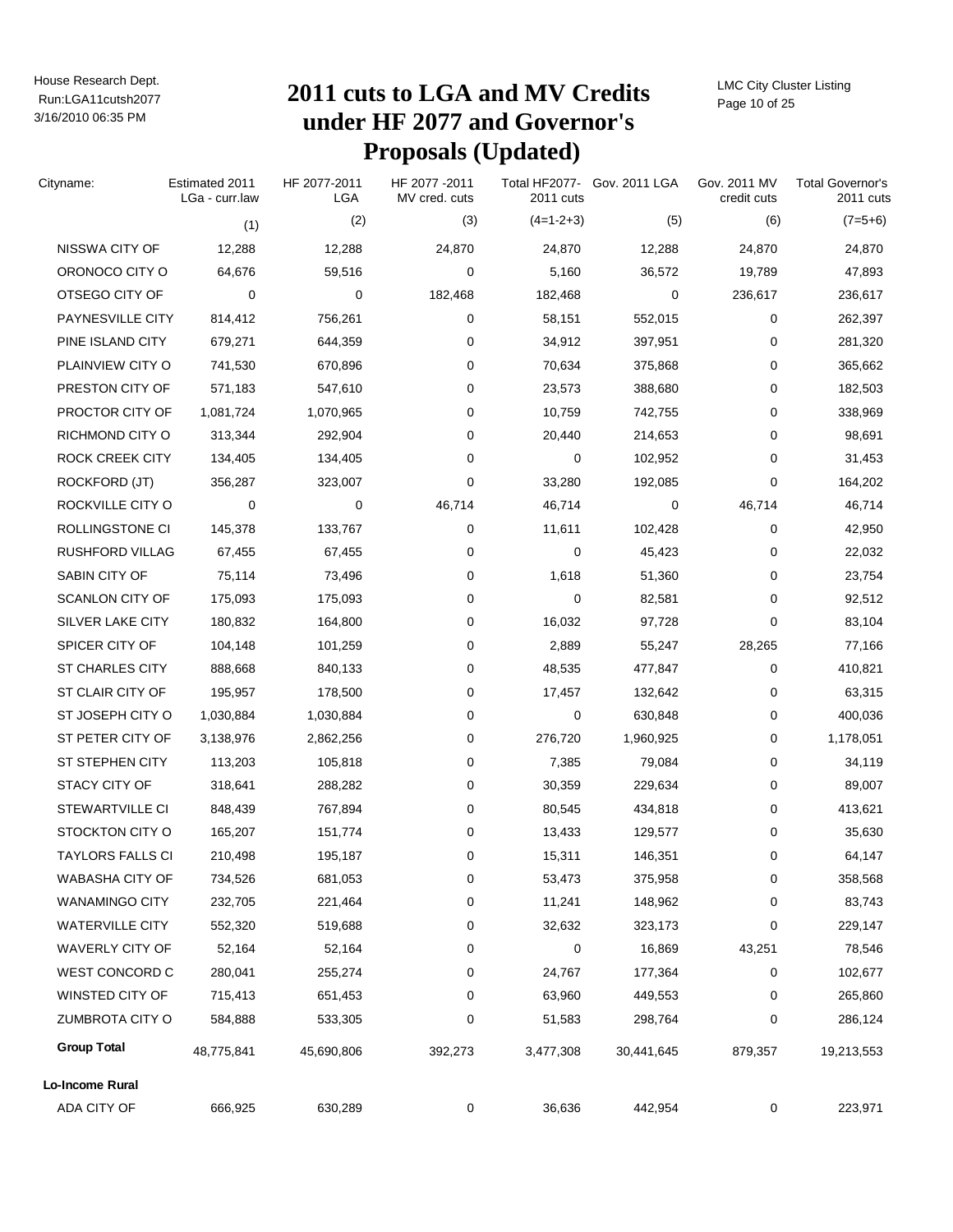# 2011 cuts to LGA and MV Credits under HF 2077 and Governor's Proposals (Updated)

House Research Dept.
Run:LGA11cutsh2077
3/16/2010 06:35 PM

LMC City Cluster Listing

| Cityname: | Estimated 2011 LGa - curr.law | HF 2077-2011 LGA | HF 2077 -2011 MV cred. cuts | Total HF2077-2011 cuts | Gov. 2011 LGA | Gov. 2011 MV credit cuts | Total Governor's 2011 cuts |
|---|---|---|---|---|---|---|---|
| | (1) | (2) | (3) | (4=1-2+3) | (5) | (6) | (7=5+6) |
| NISSWA CITY OF | 12,288 | 12,288 | 24,870 | 24,870 | 12,288 | 24,870 | 24,870 |
| ORONOCO CITY O | 64,676 | 59,516 | 0 | 5,160 | 36,572 | 19,789 | 47,893 |
| OTSEGO CITY OF | 0 | 0 | 182,468 | 182,468 | 0 | 236,617 | 236,617 |
| PAYNESVILLE CITY | 814,412 | 756,261 | 0 | 58,151 | 552,015 | 0 | 262,397 |
| PINE ISLAND CITY | 679,271 | 644,359 | 0 | 34,912 | 397,951 | 0 | 281,320 |
| PLAINVIEW CITY O | 741,530 | 670,896 | 0 | 70,634 | 375,868 | 0 | 365,662 |
| PRESTON CITY OF | 571,183 | 547,610 | 0 | 23,573 | 388,680 | 0 | 182,503 |
| PROCTOR CITY OF | 1,081,724 | 1,070,965 | 0 | 10,759 | 742,755 | 0 | 338,969 |
| RICHMOND CITY O | 313,344 | 292,904 | 0 | 20,440 | 214,653 | 0 | 98,691 |
| ROCK CREEK CITY | 134,405 | 134,405 | 0 | 0 | 102,952 | 0 | 31,453 |
| ROCKFORD (JT) | 356,287 | 323,007 | 0 | 33,280 | 192,085 | 0 | 164,202 |
| ROCKVILLE CITY O | 0 | 0 | 46,714 | 46,714 | 0 | 46,714 | 46,714 |
| ROLLINGSTONE CI | 145,378 | 133,767 | 0 | 11,611 | 102,428 | 0 | 42,950 |
| RUSHFORD VILLAG | 67,455 | 67,455 | 0 | 0 | 45,423 | 0 | 22,032 |
| SABIN CITY OF | 75,114 | 73,496 | 0 | 1,618 | 51,360 | 0 | 23,754 |
| SCANLON CITY OF | 175,093 | 175,093 | 0 | 0 | 82,581 | 0 | 92,512 |
| SILVER LAKE CITY | 180,832 | 164,800 | 0 | 16,032 | 97,728 | 0 | 83,104 |
| SPICER CITY OF | 104,148 | 101,259 | 0 | 2,889 | 55,247 | 28,265 | 77,166 |
| ST CHARLES CITY | 888,668 | 840,133 | 0 | 48,535 | 477,847 | 0 | 410,821 |
| ST CLAIR CITY OF | 195,957 | 178,500 | 0 | 17,457 | 132,642 | 0 | 63,315 |
| ST JOSEPH CITY O | 1,030,884 | 1,030,884 | 0 | 0 | 630,848 | 0 | 400,036 |
| ST PETER CITY OF | 3,138,976 | 2,862,256 | 0 | 276,720 | 1,960,925 | 0 | 1,178,051 |
| ST STEPHEN CITY | 113,203 | 105,818 | 0 | 7,385 | 79,084 | 0 | 34,119 |
| STACY CITY OF | 318,641 | 288,282 | 0 | 30,359 | 229,634 | 0 | 89,007 |
| STEWARTVILLE CI | 848,439 | 767,894 | 0 | 80,545 | 434,818 | 0 | 413,621 |
| STOCKTON CITY O | 165,207 | 151,774 | 0 | 13,433 | 129,577 | 0 | 35,630 |
| TAYLORS FALLS CI | 210,498 | 195,187 | 0 | 15,311 | 146,351 | 0 | 64,147 |
| WABASHA CITY OF | 734,526 | 681,053 | 0 | 53,473 | 375,958 | 0 | 358,568 |
| WANAMINGO CITY | 232,705 | 221,464 | 0 | 11,241 | 148,962 | 0 | 83,743 |
| WATERVILLE CITY | 552,320 | 519,688 | 0 | 32,632 | 323,173 | 0 | 229,147 |
| WAVERLY CITY OF | 52,164 | 52,164 | 0 | 0 | 16,869 | 43,251 | 78,546 |
| WEST CONCORD C | 280,041 | 255,274 | 0 | 24,767 | 177,364 | 0 | 102,677 |
| WINSTED CITY OF | 715,413 | 651,453 | 0 | 63,960 | 449,553 | 0 | 265,860 |
| ZUMBROTA CITY O | 584,888 | 533,305 | 0 | 51,583 | 298,764 | 0 | 286,124 |
| **Group Total** | 48,775,841 | 45,690,806 | 392,273 | 3,477,308 | 30,441,645 | 879,357 | 19,213,553 |
| **Lo-Income Rural** | | | | | | | |
| ADA CITY OF | 666,925 | 630,289 | 0 | 36,636 | 442,954 | 0 | 223,971 |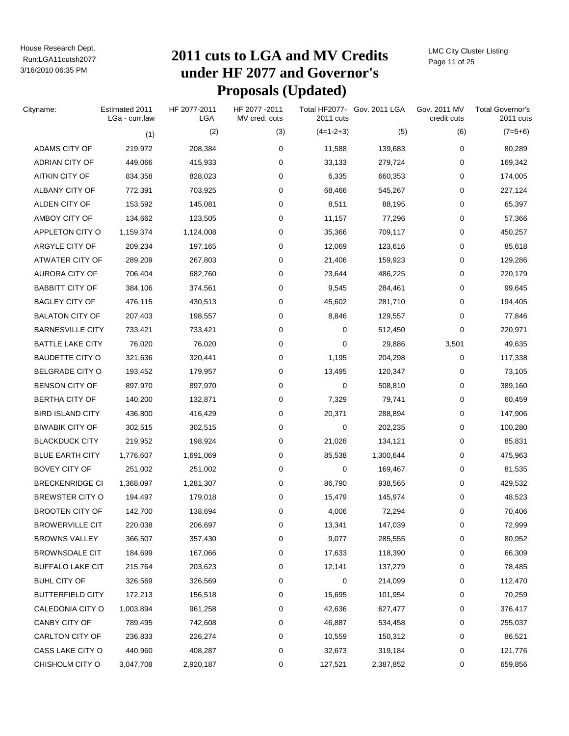# 2011 cuts to LGA and MV Credits under HF 2077 and Governor's Proposals (Updated)

LMC City Cluster Listing

| Cityname: | Estimated 2011 LGa - curr.law | HF 2077-2011 LGA | HF 2077 -2011 MV cred. cuts | Total HF2077- 2011 cuts | Gov. 2011 LGA | Gov. 2011 MV credit cuts | Total Governor's 2011 cuts |
|---|---|---|---|---|---|---|---|
| | (1) | (2) | (3) | (4=1-2+3) | (5) | (6) | (7=5+6) |
| ADAMS CITY OF | 219,972 | 208,384 | 0 | 11,588 | 139,683 | 0 | 80,289 |
| ADRIAN CITY OF | 449,066 | 415,933 | 0 | 33,133 | 279,724 | 0 | 169,342 |
| AITKIN CITY OF | 834,358 | 828,023 | 0 | 6,335 | 660,353 | 0 | 174,005 |
| ALBANY CITY OF | 772,391 | 703,925 | 0 | 68,466 | 545,267 | 0 | 227,124 |
| ALDEN CITY OF | 153,592 | 145,081 | 0 | 8,511 | 88,195 | 0 | 65,397 |
| AMBOY CITY OF | 134,662 | 123,505 | 0 | 11,157 | 77,296 | 0 | 57,366 |
| APPLETON CITY O | 1,159,374 | 1,124,008 | 0 | 35,366 | 709,117 | 0 | 450,257 |
| ARGYLE CITY OF | 209,234 | 197,165 | 0 | 12,069 | 123,616 | 0 | 85,618 |
| ATWATER CITY OF | 289,209 | 267,803 | 0 | 21,406 | 159,923 | 0 | 129,286 |
| AURORA CITY OF | 706,404 | 682,760 | 0 | 23,644 | 486,225 | 0 | 220,179 |
| BABBITT CITY OF | 384,106 | 374,561 | 0 | 9,545 | 284,461 | 0 | 99,645 |
| BAGLEY CITY OF | 476,115 | 430,513 | 0 | 45,602 | 281,710 | 0 | 194,405 |
| BALATON CITY OF | 207,403 | 198,557 | 0 | 8,846 | 129,557 | 0 | 77,846 |
| BARNESVILLE CITY | 733,421 | 733,421 | 0 | 0 | 512,450 | 0 | 220,971 |
| BATTLE LAKE CITY | 76,020 | 76,020 | 0 | 0 | 29,886 | 3,501 | 49,635 |
| BAUDETTE CITY O | 321,636 | 320,441 | 0 | 1,195 | 204,298 | 0 | 117,338 |
| BELGRADE CITY O | 193,452 | 179,957 | 0 | 13,495 | 120,347 | 0 | 73,105 |
| BENSON CITY OF | 897,970 | 897,970 | 0 | 0 | 508,810 | 0 | 389,160 |
| BERTHA CITY OF | 140,200 | 132,871 | 0 | 7,329 | 79,741 | 0 | 60,459 |
| BIRD ISLAND CITY | 436,800 | 416,429 | 0 | 20,371 | 288,894 | 0 | 147,906 |
| BIWABIK CITY OF | 302,515 | 302,515 | 0 | 0 | 202,235 | 0 | 100,280 |
| BLACKDUCK CITY | 219,952 | 198,924 | 0 | 21,028 | 134,121 | 0 | 85,831 |
| BLUE EARTH CITY | 1,776,607 | 1,691,069 | 0 | 85,538 | 1,300,644 | 0 | 475,963 |
| BOVEY CITY OF | 251,002 | 251,002 | 0 | 0 | 169,467 | 0 | 81,535 |
| BRECKENRIDGE CI | 1,368,097 | 1,281,307 | 0 | 86,790 | 938,565 | 0 | 429,532 |
| BREWSTER CITY O | 194,497 | 179,018 | 0 | 15,479 | 145,974 | 0 | 48,523 |
| BROOTEN CITY OF | 142,700 | 138,694 | 0 | 4,006 | 72,294 | 0 | 70,406 |
| BROWERVILLE CIT | 220,038 | 206,697 | 0 | 13,341 | 147,039 | 0 | 72,999 |
| BROWNS VALLEY | 366,507 | 357,430 | 0 | 9,077 | 285,555 | 0 | 80,952 |
| BROWNSDALE CIT | 184,699 | 167,066 | 0 | 17,633 | 118,390 | 0 | 66,309 |
| BUFFALO LAKE CIT | 215,764 | 203,623 | 0 | 12,141 | 137,279 | 0 | 78,485 |
| BUHL CITY OF | 326,569 | 326,569 | 0 | 0 | 214,099 | 0 | 112,470 |
| BUTTERFIELD CITY | 172,213 | 156,518 | 0 | 15,695 | 101,954 | 0 | 70,259 |
| CALEDONIA CITY O | 1,003,894 | 961,258 | 0 | 42,636 | 627,477 | 0 | 376,417 |
| CANBY CITY OF | 789,495 | 742,608 | 0 | 46,887 | 534,458 | 0 | 255,037 |
| CARLTON CITY OF | 236,833 | 226,274 | 0 | 10,559 | 150,312 | 0 | 86,521 |
| CASS LAKE CITY O | 440,960 | 408,287 | 0 | 32,673 | 319,184 | 0 | 121,776 |
| CHISHOLM CITY O | 3,047,708 | 2,920,187 | 0 | 127,521 | 2,387,852 | 0 | 659,856 |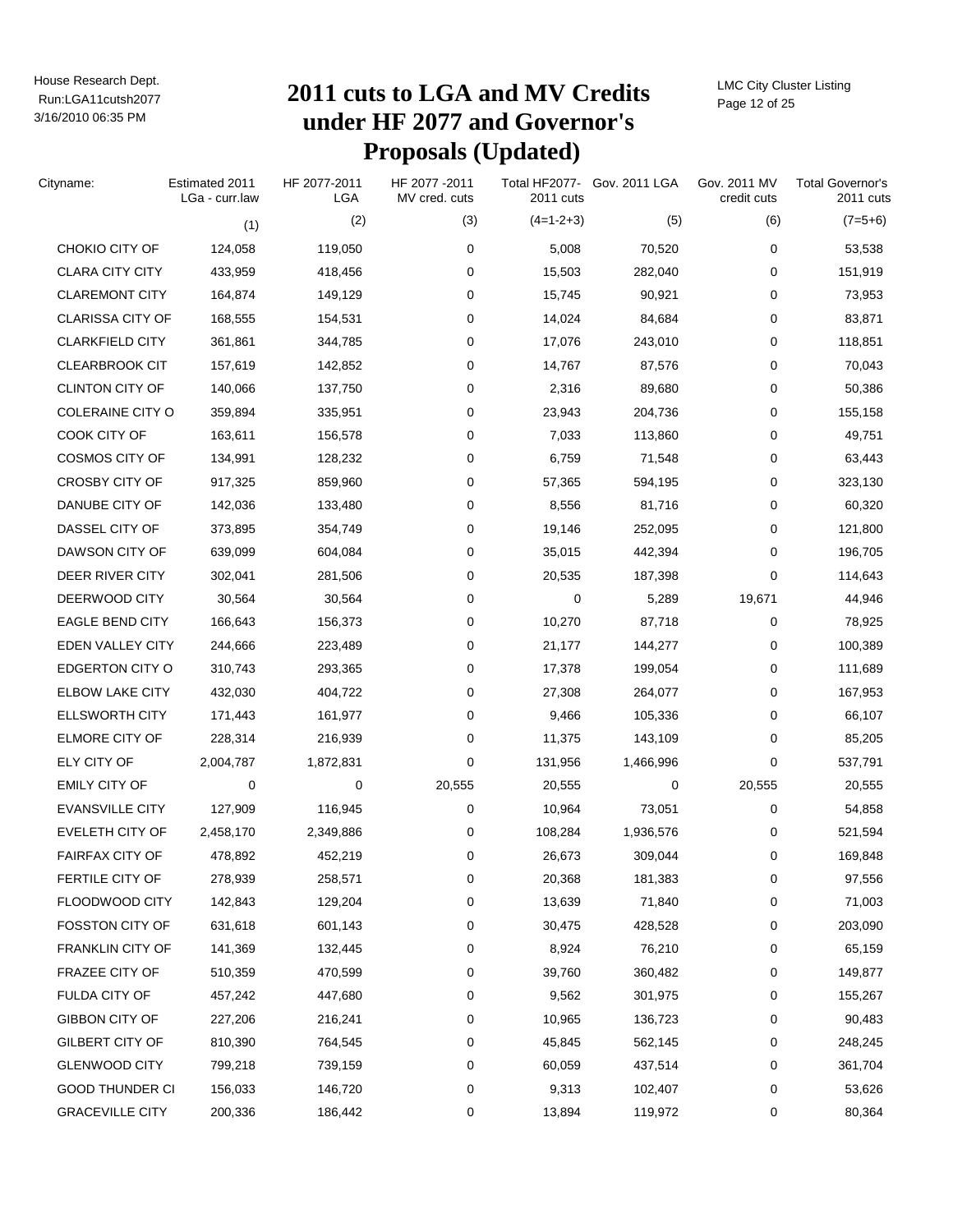# 2011 cuts to LGA and MV Credits under HF 2077 and Governor's Proposals (Updated)

| Cityname: | Estimated 2011 LGa - curr.law | HF 2077-2011 LGA | HF 2077 -2011 MV cred. cuts | Total HF2077- 2011 cuts | Gov. 2011 LGA | Gov. 2011 MV credit cuts | Total Governor's 2011 cuts |
|---|---|---|---|---|---|---|---|
| | (1) | (2) | (3) | (4=1-2+3) | (5) | (6) | (7=5+6) |
| CHOKIO CITY OF | 124,058 | 119,050 | 0 | 5,008 | 70,520 | 0 | 53,538 |
| CLARA CITY CITY | 433,959 | 418,456 | 0 | 15,503 | 282,040 | 0 | 151,919 |
| CLAREMONT CITY | 164,874 | 149,129 | 0 | 15,745 | 90,921 | 0 | 73,953 |
| CLARISSA CITY OF | 168,555 | 154,531 | 0 | 14,024 | 84,684 | 0 | 83,871 |
| CLARKFIELD CITY | 361,861 | 344,785 | 0 | 17,076 | 243,010 | 0 | 118,851 |
| CLEARBROOK CIT | 157,619 | 142,852 | 0 | 14,767 | 87,576 | 0 | 70,043 |
| CLINTON CITY OF | 140,066 | 137,750 | 0 | 2,316 | 89,680 | 0 | 50,386 |
| COLERAINE CITY O | 359,894 | 335,951 | 0 | 23,943 | 204,736 | 0 | 155,158 |
| COOK CITY OF | 163,611 | 156,578 | 0 | 7,033 | 113,860 | 0 | 49,751 |
| COSMOS CITY OF | 134,991 | 128,232 | 0 | 6,759 | 71,548 | 0 | 63,443 |
| CROSBY CITY OF | 917,325 | 859,960 | 0 | 57,365 | 594,195 | 0 | 323,130 |
| DANUBE CITY OF | 142,036 | 133,480 | 0 | 8,556 | 81,716 | 0 | 60,320 |
| DASSEL CITY OF | 373,895 | 354,749 | 0 | 19,146 | 252,095 | 0 | 121,800 |
| DAWSON CITY OF | 639,099 | 604,084 | 0 | 35,015 | 442,394 | 0 | 196,705 |
| DEER RIVER CITY | 302,041 | 281,506 | 0 | 20,535 | 187,398 | 0 | 114,643 |
| DEERWOOD CITY | 30,564 | 30,564 | 0 | 0 | 5,289 | 19,671 | 44,946 |
| EAGLE BEND CITY | 166,643 | 156,373 | 0 | 10,270 | 87,718 | 0 | 78,925 |
| EDEN VALLEY CITY | 244,666 | 223,489 | 0 | 21,177 | 144,277 | 0 | 100,389 |
| EDGERTON CITY O | 310,743 | 293,365 | 0 | 17,378 | 199,054 | 0 | 111,689 |
| ELBOW LAKE CITY | 432,030 | 404,722 | 0 | 27,308 | 264,077 | 0 | 167,953 |
| ELLSWORTH CITY | 171,443 | 161,977 | 0 | 9,466 | 105,336 | 0 | 66,107 |
| ELMORE CITY OF | 228,314 | 216,939 | 0 | 11,375 | 143,109 | 0 | 85,205 |
| ELY CITY OF | 2,004,787 | 1,872,831 | 0 | 131,956 | 1,466,996 | 0 | 537,791 |
| EMILY CITY OF | 0 | 0 | 20,555 | 20,555 | 0 | 20,555 | 20,555 |
| EVANSVILLE CITY | 127,909 | 116,945 | 0 | 10,964 | 73,051 | 0 | 54,858 |
| EVELETH CITY OF | 2,458,170 | 2,349,886 | 0 | 108,284 | 1,936,576 | 0 | 521,594 |
| FAIRFAX CITY OF | 478,892 | 452,219 | 0 | 26,673 | 309,044 | 0 | 169,848 |
| FERTILE CITY OF | 278,939 | 258,571 | 0 | 20,368 | 181,383 | 0 | 97,556 |
| FLOODWOOD CITY | 142,843 | 129,204 | 0 | 13,639 | 71,840 | 0 | 71,003 |
| FOSSTON CITY OF | 631,618 | 601,143 | 0 | 30,475 | 428,528 | 0 | 203,090 |
| FRANKLIN CITY OF | 141,369 | 132,445 | 0 | 8,924 | 76,210 | 0 | 65,159 |
| FRAZEE CITY OF | 510,359 | 470,599 | 0 | 39,760 | 360,482 | 0 | 149,877 |
| FULDA CITY OF | 457,242 | 447,680 | 0 | 9,562 | 301,975 | 0 | 155,267 |
| GIBBON CITY OF | 227,206 | 216,241 | 0 | 10,965 | 136,723 | 0 | 90,483 |
| GILBERT CITY OF | 810,390 | 764,545 | 0 | 45,845 | 562,145 | 0 | 248,245 |
| GLENWOOD CITY | 799,218 | 739,159 | 0 | 60,059 | 437,514 | 0 | 361,704 |
| GOOD THUNDER CI | 156,033 | 146,720 | 0 | 9,313 | 102,407 | 0 | 53,626 |
| GRACEVILLE CITY | 200,336 | 186,442 | 0 | 13,894 | 119,972 | 0 | 80,364 |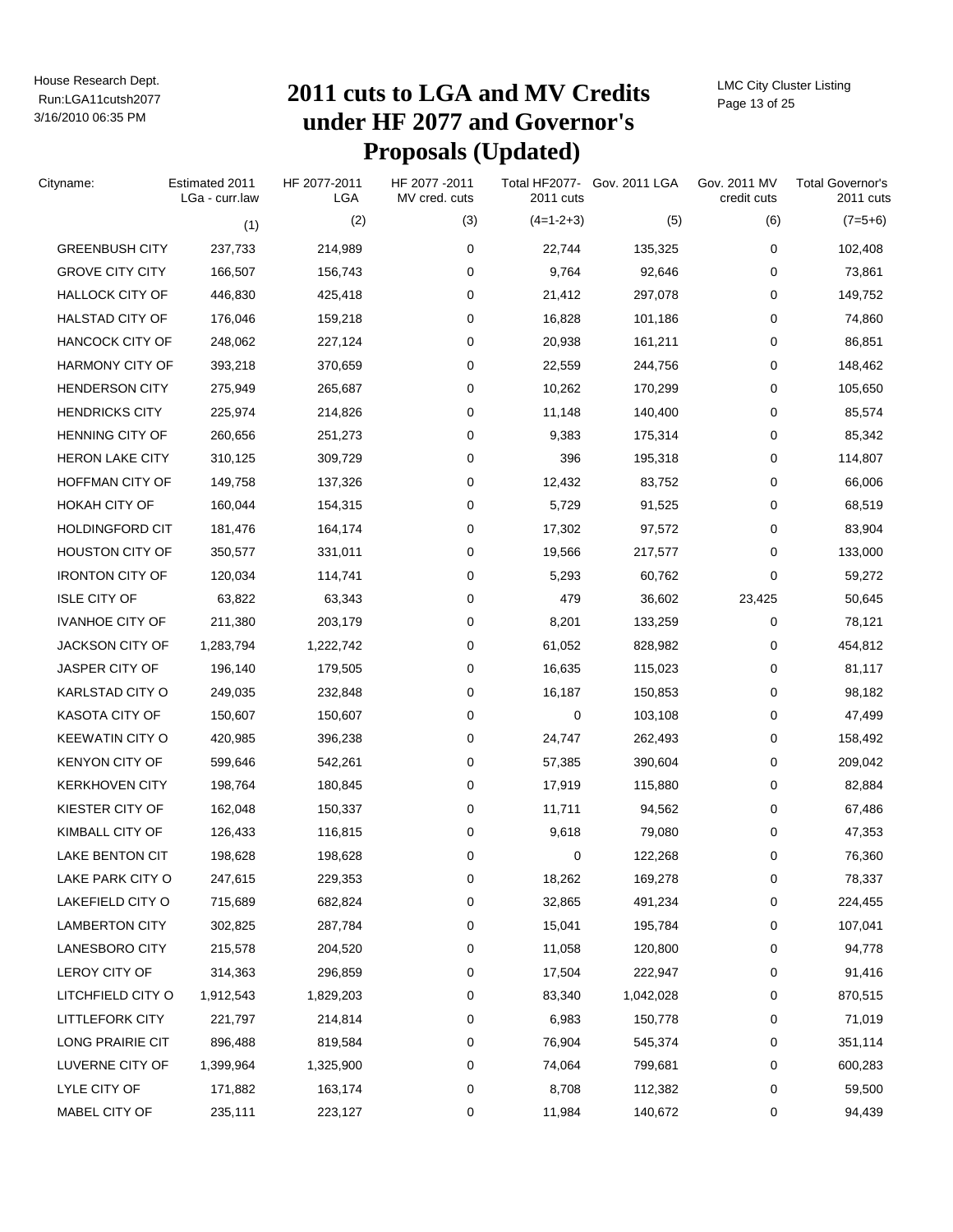# 2011 cuts to LGA and MV Credits under HF 2077 and Governor's Proposals (Updated)

House Research Dept.
Run:LGA11cutsh2077
3/16/2010 06:35 PM

LMC City Cluster Listing

| Cityname: | Estimated 2011 LGa - curr.law | HF 2077-2011 LGA | HF 2077 -2011 MV cred. cuts | Total HF2077- 2011 cuts | Gov. 2011 LGA | Gov. 2011 MV credit cuts | Total Governor's 2011 cuts |
|---|---|---|---|---|---|---|---|
| | (1) | (2) | (3) | (4=1-2+3) | (5) | (6) | (7=5+6) |
| GREENBUSH CITY | 237,733 | 214,989 | 0 | 22,744 | 135,325 | 0 | 102,408 |
| GROVE CITY CITY | 166,507 | 156,743 | 0 | 9,764 | 92,646 | 0 | 73,861 |
| HALLOCK CITY OF | 446,830 | 425,418 | 0 | 21,412 | 297,078 | 0 | 149,752 |
| HALSTAD CITY OF | 176,046 | 159,218 | 0 | 16,828 | 101,186 | 0 | 74,860 |
| HANCOCK CITY OF | 248,062 | 227,124 | 0 | 20,938 | 161,211 | 0 | 86,851 |
| HARMONY CITY OF | 393,218 | 370,659 | 0 | 22,559 | 244,756 | 0 | 148,462 |
| HENDERSON CITY | 275,949 | 265,687 | 0 | 10,262 | 170,299 | 0 | 105,650 |
| HENDRICKS CITY | 225,974 | 214,826 | 0 | 11,148 | 140,400 | 0 | 85,574 |
| HENNING CITY OF | 260,656 | 251,273 | 0 | 9,383 | 175,314 | 0 | 85,342 |
| HERON LAKE CITY | 310,125 | 309,729 | 0 | 396 | 195,318 | 0 | 114,807 |
| HOFFMAN CITY OF | 149,758 | 137,326 | 0 | 12,432 | 83,752 | 0 | 66,006 |
| HOKAH CITY OF | 160,044 | 154,315 | 0 | 5,729 | 91,525 | 0 | 68,519 |
| HOLDINGFORD CIT | 181,476 | 164,174 | 0 | 17,302 | 97,572 | 0 | 83,904 |
| HOUSTON CITY OF | 350,577 | 331,011 | 0 | 19,566 | 217,577 | 0 | 133,000 |
| IRONTON CITY OF | 120,034 | 114,741 | 0 | 5,293 | 60,762 | 0 | 59,272 |
| ISLE CITY OF | 63,822 | 63,343 | 0 | 479 | 36,602 | 23,425 | 50,645 |
| IVANHOE CITY OF | 211,380 | 203,179 | 0 | 8,201 | 133,259 | 0 | 78,121 |
| JACKSON CITY OF | 1,283,794 | 1,222,742 | 0 | 61,052 | 828,982 | 0 | 454,812 |
| JASPER CITY OF | 196,140 | 179,505 | 0 | 16,635 | 115,023 | 0 | 81,117 |
| KARLSTAD CITY O | 249,035 | 232,848 | 0 | 16,187 | 150,853 | 0 | 98,182 |
| KASOTA CITY OF | 150,607 | 150,607 | 0 | 0 | 103,108 | 0 | 47,499 |
| KEEWATIN CITY O | 420,985 | 396,238 | 0 | 24,747 | 262,493 | 0 | 158,492 |
| KENYON CITY OF | 599,646 | 542,261 | 0 | 57,385 | 390,604 | 0 | 209,042 |
| KERKHOVEN CITY | 198,764 | 180,845 | 0 | 17,919 | 115,880 | 0 | 82,884 |
| KIESTER CITY OF | 162,048 | 150,337 | 0 | 11,711 | 94,562 | 0 | 67,486 |
| KIMBALL CITY OF | 126,433 | 116,815 | 0 | 9,618 | 79,080 | 0 | 47,353 |
| LAKE BENTON CIT | 198,628 | 198,628 | 0 | 0 | 122,268 | 0 | 76,360 |
| LAKE PARK CITY O | 247,615 | 229,353 | 0 | 18,262 | 169,278 | 0 | 78,337 |
| LAKEFIELD CITY O | 715,689 | 682,824 | 0 | 32,865 | 491,234 | 0 | 224,455 |
| LAMBERTON CITY | 302,825 | 287,784 | 0 | 15,041 | 195,784 | 0 | 107,041 |
| LANESBORO CITY | 215,578 | 204,520 | 0 | 11,058 | 120,800 | 0 | 94,778 |
| LEROY CITY OF | 314,363 | 296,859 | 0 | 17,504 | 222,947 | 0 | 91,416 |
| LITCHFIELD CITY O | 1,912,543 | 1,829,203 | 0 | 83,340 | 1,042,028 | 0 | 870,515 |
| LITTLEFORK CITY | 221,797 | 214,814 | 0 | 6,983 | 150,778 | 0 | 71,019 |
| LONG PRAIRIE CIT | 896,488 | 819,584 | 0 | 76,904 | 545,374 | 0 | 351,114 |
| LUVERNE CITY OF | 1,399,964 | 1,325,900 | 0 | 74,064 | 799,681 | 0 | 600,283 |
| LYLE CITY OF | 171,882 | 163,174 | 0 | 8,708 | 112,382 | 0 | 59,500 |
| MABEL CITY OF | 235,111 | 223,127 | 0 | 11,984 | 140,672 | 0 | 94,439 |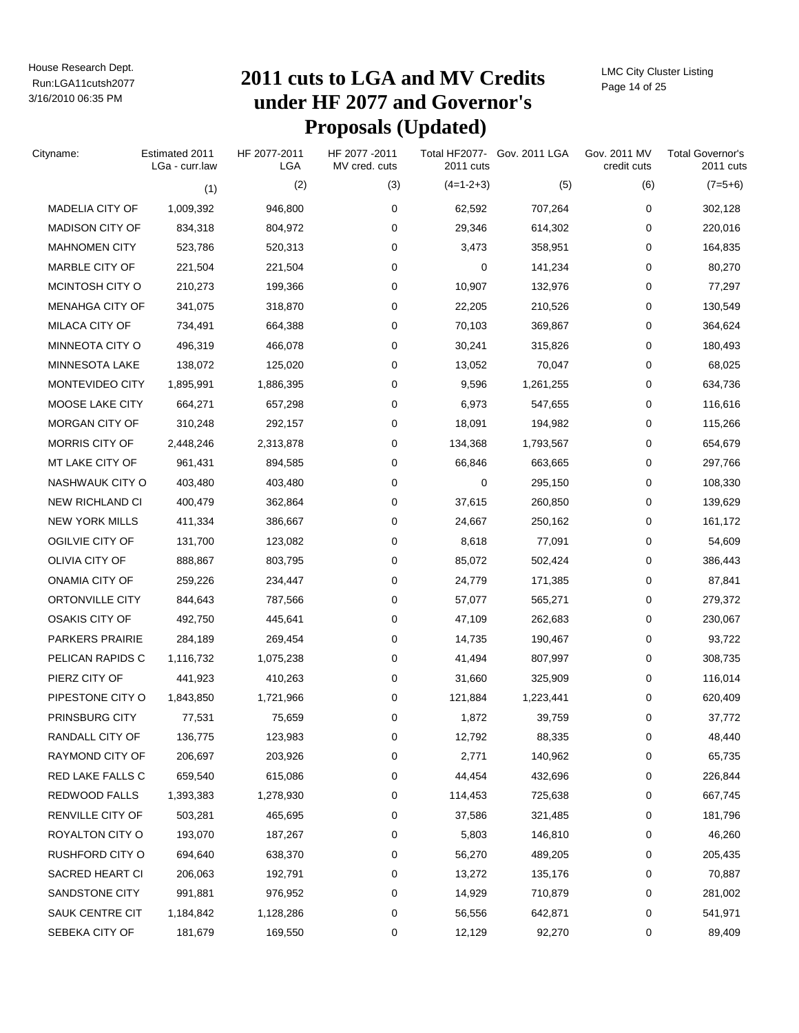# 2011 cuts to LGA and MV Credits under HF 2077 and Governor's Proposals (Updated)

House Research Dept.
Run:LGA11cutsh2077
3/16/2010 06:35 PM

LMC City Cluster Listing

| Cityname: | Estimated 2011 LGa - curr.law | HF 2077-2011 LGA | HF 2077 -2011 MV cred. cuts | Total HF2077- 2011 cuts | Gov. 2011 LGA | Gov. 2011 MV credit cuts | Total Governor's 2011 cuts |
|---|---|---|---|---|---|---|---|
| | (1) | (2) | (3) | (4=1-2+3) | (5) | (6) | (7=5+6) |
| MADELIA CITY OF | 1,009,392 | 946,800 | 0 | 62,592 | 707,264 | 0 | 302,128 |
| MADISON CITY OF | 834,318 | 804,972 | 0 | 29,346 | 614,302 | 0 | 220,016 |
| MAHNOMEN CITY | 523,786 | 520,313 | 0 | 3,473 | 358,951 | 0 | 164,835 |
| MARBLE CITY OF | 221,504 | 221,504 | 0 | 0 | 141,234 | 0 | 80,270 |
| MCINTOSH CITY O | 210,273 | 199,366 | 0 | 10,907 | 132,976 | 0 | 77,297 |
| MENAHGA CITY OF | 341,075 | 318,870 | 0 | 22,205 | 210,526 | 0 | 130,549 |
| MILACA CITY OF | 734,491 | 664,388 | 0 | 70,103 | 369,867 | 0 | 364,624 |
| MINNEOTA CITY O | 496,319 | 466,078 | 0 | 30,241 | 315,826 | 0 | 180,493 |
| MINNESOTA LAKE | 138,072 | 125,020 | 0 | 13,052 | 70,047 | 0 | 68,025 |
| MONTEVIDEO CITY | 1,895,991 | 1,886,395 | 0 | 9,596 | 1,261,255 | 0 | 634,736 |
| MOOSE LAKE CITY | 664,271 | 657,298 | 0 | 6,973 | 547,655 | 0 | 116,616 |
| MORGAN CITY OF | 310,248 | 292,157 | 0 | 18,091 | 194,982 | 0 | 115,266 |
| MORRIS CITY OF | 2,448,246 | 2,313,878 | 0 | 134,368 | 1,793,567 | 0 | 654,679 |
| MT LAKE CITY OF | 961,431 | 894,585 | 0 | 66,846 | 663,665 | 0 | 297,766 |
| NASHWAUK CITY O | 403,480 | 403,480 | 0 | 0 | 295,150 | 0 | 108,330 |
| NEW RICHLAND CI | 400,479 | 362,864 | 0 | 37,615 | 260,850 | 0 | 139,629 |
| NEW YORK MILLS | 411,334 | 386,667 | 0 | 24,667 | 250,162 | 0 | 161,172 |
| OGILVIE CITY OF | 131,700 | 123,082 | 0 | 8,618 | 77,091 | 0 | 54,609 |
| OLIVIA CITY OF | 888,867 | 803,795 | 0 | 85,072 | 502,424 | 0 | 386,443 |
| ONAMIA CITY OF | 259,226 | 234,447 | 0 | 24,779 | 171,385 | 0 | 87,841 |
| ORTONVILLE CITY | 844,643 | 787,566 | 0 | 57,077 | 565,271 | 0 | 279,372 |
| OSAKIS CITY OF | 492,750 | 445,641 | 0 | 47,109 | 262,683 | 0 | 230,067 |
| PARKERS PRAIRIE | 284,189 | 269,454 | 0 | 14,735 | 190,467 | 0 | 93,722 |
| PELICAN RAPIDS C | 1,116,732 | 1,075,238 | 0 | 41,494 | 807,997 | 0 | 308,735 |
| PIERZ CITY OF | 441,923 | 410,263 | 0 | 31,660 | 325,909 | 0 | 116,014 |
| PIPESTONE CITY O | 1,843,850 | 1,721,966 | 0 | 121,884 | 1,223,441 | 0 | 620,409 |
| PRINSBURG CITY | 77,531 | 75,659 | 0 | 1,872 | 39,759 | 0 | 37,772 |
| RANDALL CITY OF | 136,775 | 123,983 | 0 | 12,792 | 88,335 | 0 | 48,440 |
| RAYMOND CITY OF | 206,697 | 203,926 | 0 | 2,771 | 140,962 | 0 | 65,735 |
| RED LAKE FALLS C | 659,540 | 615,086 | 0 | 44,454 | 432,696 | 0 | 226,844 |
| REDWOOD FALLS | 1,393,383 | 1,278,930 | 0 | 114,453 | 725,638 | 0 | 667,745 |
| RENVILLE CITY OF | 503,281 | 465,695 | 0 | 37,586 | 321,485 | 0 | 181,796 |
| ROYALTON CITY O | 193,070 | 187,267 | 0 | 5,803 | 146,810 | 0 | 46,260 |
| RUSHFORD CITY O | 694,640 | 638,370 | 0 | 56,270 | 489,205 | 0 | 205,435 |
| SACRED HEART CI | 206,063 | 192,791 | 0 | 13,272 | 135,176 | 0 | 70,887 |
| SANDSTONE CITY | 991,881 | 976,952 | 0 | 14,929 | 710,879 | 0 | 281,002 |
| SAUK CENTRE CIT | 1,184,842 | 1,128,286 | 0 | 56,556 | 642,871 | 0 | 541,971 |
| SEBEKA CITY OF | 181,679 | 169,550 | 0 | 12,129 | 92,270 | 0 | 89,409 |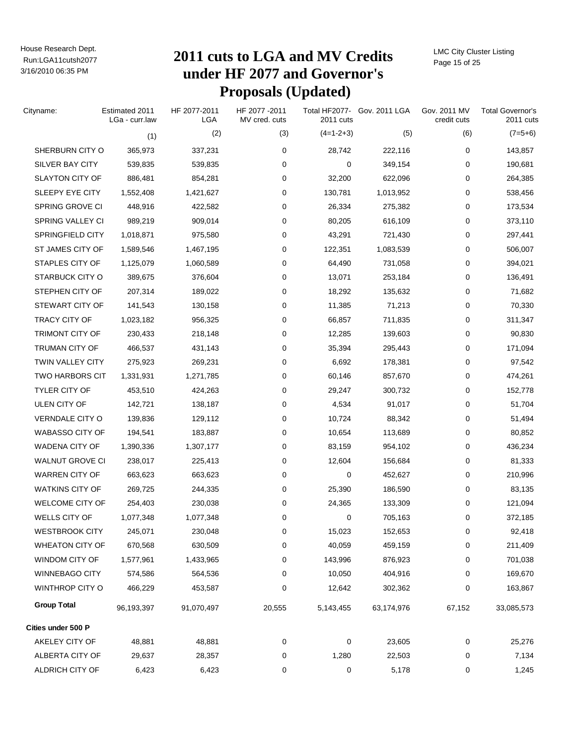# 2011 cuts to LGA and MV Credits under HF 2077 and Governor's Proposals (Updated)

| Cityname: | Estimated 2011 LGa - curr.law | HF 2077-2011 LGA | HF 2077 -2011 MV cred. cuts | Total HF2077- 2011 cuts | Gov. 2011 LGA | Gov. 2011 MV credit cuts | Total Governor's 2011 cuts |
|---|---|---|---|---|---|---|---|
| | (1) | (2) | (3) | (4=1-2+3) | (5) | (6) | (7=5+6) |
| SHERBURN CITY O | 365,973 | 337,231 | 0 | 28,742 | 222,116 | 0 | 143,857 |
| SILVER BAY CITY | 539,835 | 539,835 | 0 | 0 | 349,154 | 0 | 190,681 |
| SLAYTON CITY OF | 886,481 | 854,281 | 0 | 32,200 | 622,096 | 0 | 264,385 |
| SLEEPY EYE CITY | 1,552,408 | 1,421,627 | 0 | 130,781 | 1,013,952 | 0 | 538,456 |
| SPRING GROVE CI | 448,916 | 422,582 | 0 | 26,334 | 275,382 | 0 | 173,534 |
| SPRING VALLEY CI | 989,219 | 909,014 | 0 | 80,205 | 616,109 | 0 | 373,110 |
| SPRINGFIELD CITY | 1,018,871 | 975,580 | 0 | 43,291 | 721,430 | 0 | 297,441 |
| ST JAMES CITY OF | 1,589,546 | 1,467,195 | 0 | 122,351 | 1,083,539 | 0 | 506,007 |
| STAPLES CITY OF | 1,125,079 | 1,060,589 | 0 | 64,490 | 731,058 | 0 | 394,021 |
| STARBUCK CITY O | 389,675 | 376,604 | 0 | 13,071 | 253,184 | 0 | 136,491 |
| STEPHEN CITY OF | 207,314 | 189,022 | 0 | 18,292 | 135,632 | 0 | 71,682 |
| STEWART CITY OF | 141,543 | 130,158 | 0 | 11,385 | 71,213 | 0 | 70,330 |
| TRACY CITY OF | 1,023,182 | 956,325 | 0 | 66,857 | 711,835 | 0 | 311,347 |
| TRIMONT CITY OF | 230,433 | 218,148 | 0 | 12,285 | 139,603 | 0 | 90,830 |
| TRUMAN CITY OF | 466,537 | 431,143 | 0 | 35,394 | 295,443 | 0 | 171,094 |
| TWIN VALLEY CITY | 275,923 | 269,231 | 0 | 6,692 | 178,381 | 0 | 97,542 |
| TWO HARBORS CIT | 1,331,931 | 1,271,785 | 0 | 60,146 | 857,670 | 0 | 474,261 |
| TYLER CITY OF | 453,510 | 424,263 | 0 | 29,247 | 300,732 | 0 | 152,778 |
| ULEN CITY OF | 142,721 | 138,187 | 0 | 4,534 | 91,017 | 0 | 51,704 |
| VERNDALE CITY O | 139,836 | 129,112 | 0 | 10,724 | 88,342 | 0 | 51,494 |
| WABASSO CITY OF | 194,541 | 183,887 | 0 | 10,654 | 113,689 | 0 | 80,852 |
| WADENA CITY OF | 1,390,336 | 1,307,177 | 0 | 83,159 | 954,102 | 0 | 436,234 |
| WALNUT GROVE CI | 238,017 | 225,413 | 0 | 12,604 | 156,684 | 0 | 81,333 |
| WARREN CITY OF | 663,623 | 663,623 | 0 | 0 | 452,627 | 0 | 210,996 |
| WATKINS CITY OF | 269,725 | 244,335 | 0 | 25,390 | 186,590 | 0 | 83,135 |
| WELCOME CITY OF | 254,403 | 230,038 | 0 | 24,365 | 133,309 | 0 | 121,094 |
| WELLS CITY OF | 1,077,348 | 1,077,348 | 0 | 0 | 705,163 | 0 | 372,185 |
| WESTBROOK CITY | 245,071 | 230,048 | 0 | 15,023 | 152,653 | 0 | 92,418 |
| WHEATON CITY OF | 670,568 | 630,509 | 0 | 40,059 | 459,159 | 0 | 211,409 |
| WINDOM CITY OF | 1,577,961 | 1,433,965 | 0 | 143,996 | 876,923 | 0 | 701,038 |
| WINNEBAGO CITY | 574,586 | 564,536 | 0 | 10,050 | 404,916 | 0 | 169,670 |
| WINTHROP CITY O | 466,229 | 453,587 | 0 | 12,642 | 302,362 | 0 | 163,867 |
| **Group Total** | 96,193,397 | 91,070,497 | 20,555 | 5,143,455 | 63,174,976 | 67,152 | 33,085,573 |
| **Cities under 500 P** | | | | | | | |
| AKELEY CITY OF | 48,881 | 48,881 | 0 | 0 | 23,605 | 0 | 25,276 |
| ALBERTA CITY OF | 29,637 | 28,357 | 0 | 1,280 | 22,503 | 0 | 7,134 |
| ALDRICH CITY OF | 6,423 | 6,423 | 0 | 0 | 5,178 | 0 | 1,245 |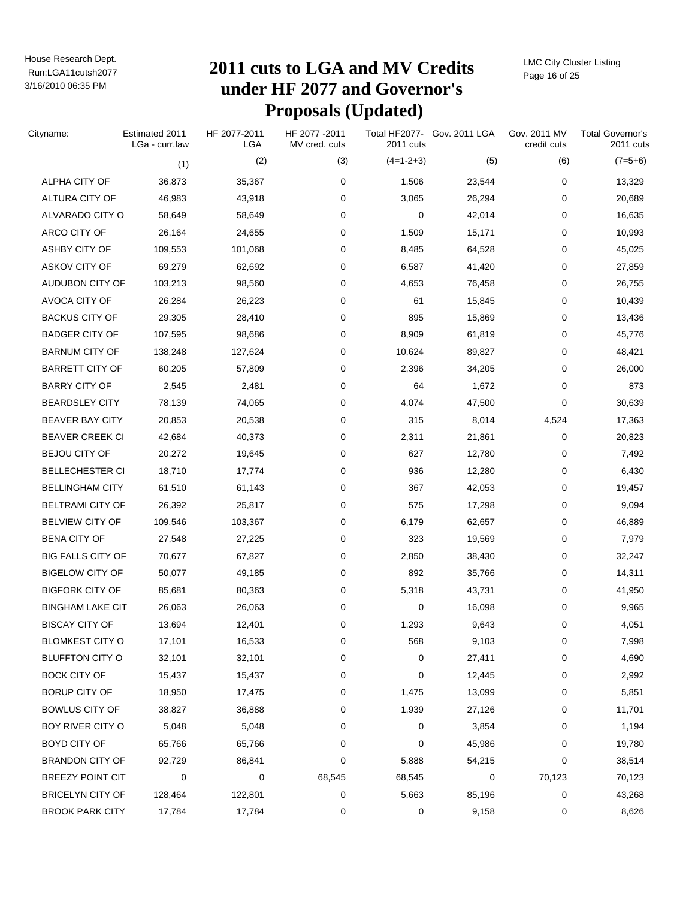# 2011 cuts to LGA and MV Credits under HF 2077 and Governor's Proposals (Updated)

| Cityname: | Estimated 2011 LGa - curr.law | HF 2077-2011 LGA | HF 2077 -2011 MV cred. cuts | Total HF2077- 2011 cuts | Gov. 2011 LGA | Gov. 2011 MV credit cuts | Total Governor's 2011 cuts |
|---|---|---|---|---|---|---|---|
| | (1) | (2) | (3) | (4=1-2+3) | (5) | (6) | (7=5+6) |
| ALPHA CITY OF | 36,873 | 35,367 | 0 | 1,506 | 23,544 | 0 | 13,329 |
| ALTURA CITY OF | 46,983 | 43,918 | 0 | 3,065 | 26,294 | 0 | 20,689 |
| ALVARADO CITY O | 58,649 | 58,649 | 0 | 0 | 42,014 | 0 | 16,635 |
| ARCO CITY OF | 26,164 | 24,655 | 0 | 1,509 | 15,171 | 0 | 10,993 |
| ASHBY CITY OF | 109,553 | 101,068 | 0 | 8,485 | 64,528 | 0 | 45,025 |
| ASKOV CITY OF | 69,279 | 62,692 | 0 | 6,587 | 41,420 | 0 | 27,859 |
| AUDUBON CITY OF | 103,213 | 98,560 | 0 | 4,653 | 76,458 | 0 | 26,755 |
| AVOCA CITY OF | 26,284 | 26,223 | 0 | 61 | 15,845 | 0 | 10,439 |
| BACKUS CITY OF | 29,305 | 28,410 | 0 | 895 | 15,869 | 0 | 13,436 |
| BADGER CITY OF | 107,595 | 98,686 | 0 | 8,909 | 61,819 | 0 | 45,776 |
| BARNUM CITY OF | 138,248 | 127,624 | 0 | 10,624 | 89,827 | 0 | 48,421 |
| BARRETT CITY OF | 60,205 | 57,809 | 0 | 2,396 | 34,205 | 0 | 26,000 |
| BARRY CITY OF | 2,545 | 2,481 | 0 | 64 | 1,672 | 0 | 873 |
| BEARDSLEY CITY | 78,139 | 74,065 | 0 | 4,074 | 47,500 | 0 | 30,639 |
| BEAVER BAY CITY | 20,853 | 20,538 | 0 | 315 | 8,014 | 4,524 | 17,363 |
| BEAVER CREEK CI | 42,684 | 40,373 | 0 | 2,311 | 21,861 | 0 | 20,823 |
| BEJOU CITY OF | 20,272 | 19,645 | 0 | 627 | 12,780 | 0 | 7,492 |
| BELLECHESTER CI | 18,710 | 17,774 | 0 | 936 | 12,280 | 0 | 6,430 |
| BELLINGHAM CITY | 61,510 | 61,143 | 0 | 367 | 42,053 | 0 | 19,457 |
| BELTRAMI CITY OF | 26,392 | 25,817 | 0 | 575 | 17,298 | 0 | 9,094 |
| BELVIEW CITY OF | 109,546 | 103,367 | 0 | 6,179 | 62,657 | 0 | 46,889 |
| BENA CITY OF | 27,548 | 27,225 | 0 | 323 | 19,569 | 0 | 7,979 |
| BIG FALLS CITY OF | 70,677 | 67,827 | 0 | 2,850 | 38,430 | 0 | 32,247 |
| BIGELOW CITY OF | 50,077 | 49,185 | 0 | 892 | 35,766 | 0 | 14,311 |
| BIGFORK CITY OF | 85,681 | 80,363 | 0 | 5,318 | 43,731 | 0 | 41,950 |
| BINGHAM LAKE CIT | 26,063 | 26,063 | 0 | 0 | 16,098 | 0 | 9,965 |
| BISCAY CITY OF | 13,694 | 12,401 | 0 | 1,293 | 9,643 | 0 | 4,051 |
| BLOMKEST CITY O | 17,101 | 16,533 | 0 | 568 | 9,103 | 0 | 7,998 |
| BLUFFTON CITY O | 32,101 | 32,101 | 0 | 0 | 27,411 | 0 | 4,690 |
| BOCK CITY OF | 15,437 | 15,437 | 0 | 0 | 12,445 | 0 | 2,992 |
| BORUP CITY OF | 18,950 | 17,475 | 0 | 1,475 | 13,099 | 0 | 5,851 |
| BOWLUS CITY OF | 38,827 | 36,888 | 0 | 1,939 | 27,126 | 0 | 11,701 |
| BOY RIVER CITY O | 5,048 | 5,048 | 0 | 0 | 3,854 | 0 | 1,194 |
| BOYD CITY OF | 65,766 | 65,766 | 0 | 0 | 45,986 | 0 | 19,780 |
| BRANDON CITY OF | 92,729 | 86,841 | 0 | 5,888 | 54,215 | 0 | 38,514 |
| BREEZY POINT CIT | 0 | 0 | 68,545 | 68,545 | 0 | 70,123 | 70,123 |
| BRICELYN CITY OF | 128,464 | 122,801 | 0 | 5,663 | 85,196 | 0 | 43,268 |
| BROOK PARK CITY | 17,784 | 17,784 | 0 | 0 | 9,158 | 0 | 8,626 |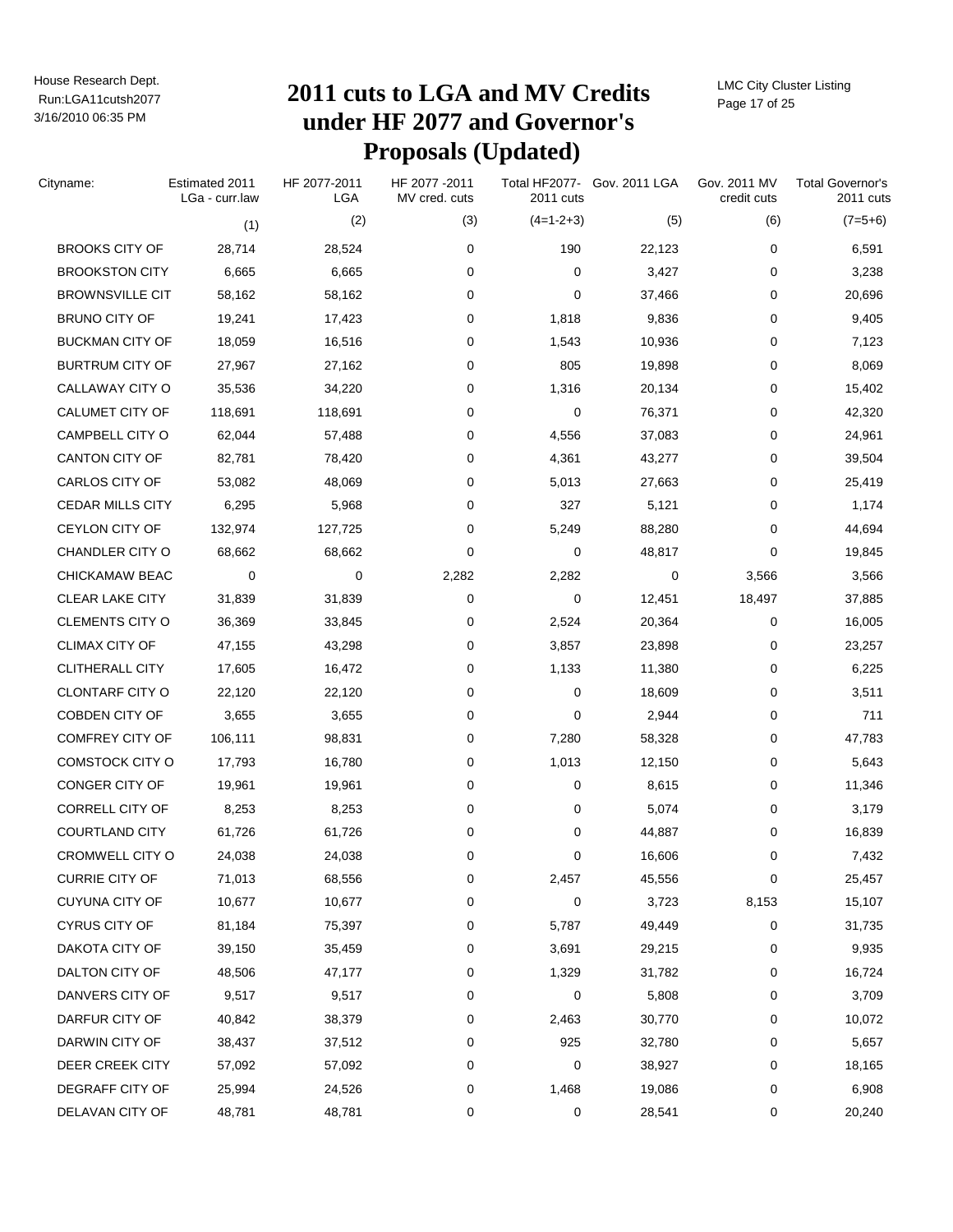# 2011 cuts to LGA and MV Credits under HF 2077 and Governor's Proposals (Updated)

House Research Dept.
Run:LGA11cutsh2077
3/16/2010 06:35 PM

LMC City Cluster Listing

| Cityname: | Estimated 2011 LGa - curr.law | HF 2077-2011 LGA | HF 2077 -2011 MV cred. cuts | Total HF2077- 2011 cuts | Gov. 2011 LGA | Gov. 2011 MV credit cuts | Total Governor's 2011 cuts |
|---|---|---|---|---|---|---|---|
| | (1) | (2) | (3) | (4=1-2+3) | (5) | (6) | (7=5+6) |
| BROOKS CITY OF | 28,714 | 28,524 | 0 | 190 | 22,123 | 0 | 6,591 |
| BROOKSTON CITY | 6,665 | 6,665 | 0 | 0 | 3,427 | 0 | 3,238 |
| BROWNSVILLE CIT | 58,162 | 58,162 | 0 | 0 | 37,466 | 0 | 20,696 |
| BRUNO CITY OF | 19,241 | 17,423 | 0 | 1,818 | 9,836 | 0 | 9,405 |
| BUCKMAN CITY OF | 18,059 | 16,516 | 0 | 1,543 | 10,936 | 0 | 7,123 |
| BURTRUM CITY OF | 27,967 | 27,162 | 0 | 805 | 19,898 | 0 | 8,069 |
| CALLAWAY CITY O | 35,536 | 34,220 | 0 | 1,316 | 20,134 | 0 | 15,402 |
| CALUMET CITY OF | 118,691 | 118,691 | 0 | 0 | 76,371 | 0 | 42,320 |
| CAMPBELL CITY O | 62,044 | 57,488 | 0 | 4,556 | 37,083 | 0 | 24,961 |
| CANTON CITY OF | 82,781 | 78,420 | 0 | 4,361 | 43,277 | 0 | 39,504 |
| CARLOS CITY OF | 53,082 | 48,069 | 0 | 5,013 | 27,663 | 0 | 25,419 |
| CEDAR MILLS CITY | 6,295 | 5,968 | 0 | 327 | 5,121 | 0 | 1,174 |
| CEYLON CITY OF | 132,974 | 127,725 | 0 | 5,249 | 88,280 | 0 | 44,694 |
| CHANDLER CITY O | 68,662 | 68,662 | 0 | 0 | 48,817 | 0 | 19,845 |
| CHICKAMAW BEAC | 0 | 0 | 2,282 | 2,282 | 0 | 3,566 | 3,566 |
| CLEAR LAKE CITY | 31,839 | 31,839 | 0 | 0 | 12,451 | 18,497 | 37,885 |
| CLEMENTS CITY O | 36,369 | 33,845 | 0 | 2,524 | 20,364 | 0 | 16,005 |
| CLIMAX CITY OF | 47,155 | 43,298 | 0 | 3,857 | 23,898 | 0 | 23,257 |
| CLITHERALL CITY | 17,605 | 16,472 | 0 | 1,133 | 11,380 | 0 | 6,225 |
| CLONTARF CITY O | 22,120 | 22,120 | 0 | 0 | 18,609 | 0 | 3,511 |
| COBDEN CITY OF | 3,655 | 3,655 | 0 | 0 | 2,944 | 0 | 711 |
| COMFREY CITY OF | 106,111 | 98,831 | 0 | 7,280 | 58,328 | 0 | 47,783 |
| COMSTOCK CITY O | 17,793 | 16,780 | 0 | 1,013 | 12,150 | 0 | 5,643 |
| CONGER CITY OF | 19,961 | 19,961 | 0 | 0 | 8,615 | 0 | 11,346 |
| CORRELL CITY OF | 8,253 | 8,253 | 0 | 0 | 5,074 | 0 | 3,179 |
| COURTLAND CITY | 61,726 | 61,726 | 0 | 0 | 44,887 | 0 | 16,839 |
| CROMWELL CITY O | 24,038 | 24,038 | 0 | 0 | 16,606 | 0 | 7,432 |
| CURRIE CITY OF | 71,013 | 68,556 | 0 | 2,457 | 45,556 | 0 | 25,457 |
| CUYUNA CITY OF | 10,677 | 10,677 | 0 | 0 | 3,723 | 8,153 | 15,107 |
| CYRUS CITY OF | 81,184 | 75,397 | 0 | 5,787 | 49,449 | 0 | 31,735 |
| DAKOTA CITY OF | 39,150 | 35,459 | 0 | 3,691 | 29,215 | 0 | 9,935 |
| DALTON CITY OF | 48,506 | 47,177 | 0 | 1,329 | 31,782 | 0 | 16,724 |
| DANVERS CITY OF | 9,517 | 9,517 | 0 | 0 | 5,808 | 0 | 3,709 |
| DARFUR CITY OF | 40,842 | 38,379 | 0 | 2,463 | 30,770 | 0 | 10,072 |
| DARWIN CITY OF | 38,437 | 37,512 | 0 | 925 | 32,780 | 0 | 5,657 |
| DEER CREEK CITY | 57,092 | 57,092 | 0 | 0 | 38,927 | 0 | 18,165 |
| DEGRAFF CITY OF | 25,994 | 24,526 | 0 | 1,468 | 19,086 | 0 | 6,908 |
| DELAVAN CITY OF | 48,781 | 48,781 | 0 | 0 | 28,541 | 0 | 20,240 |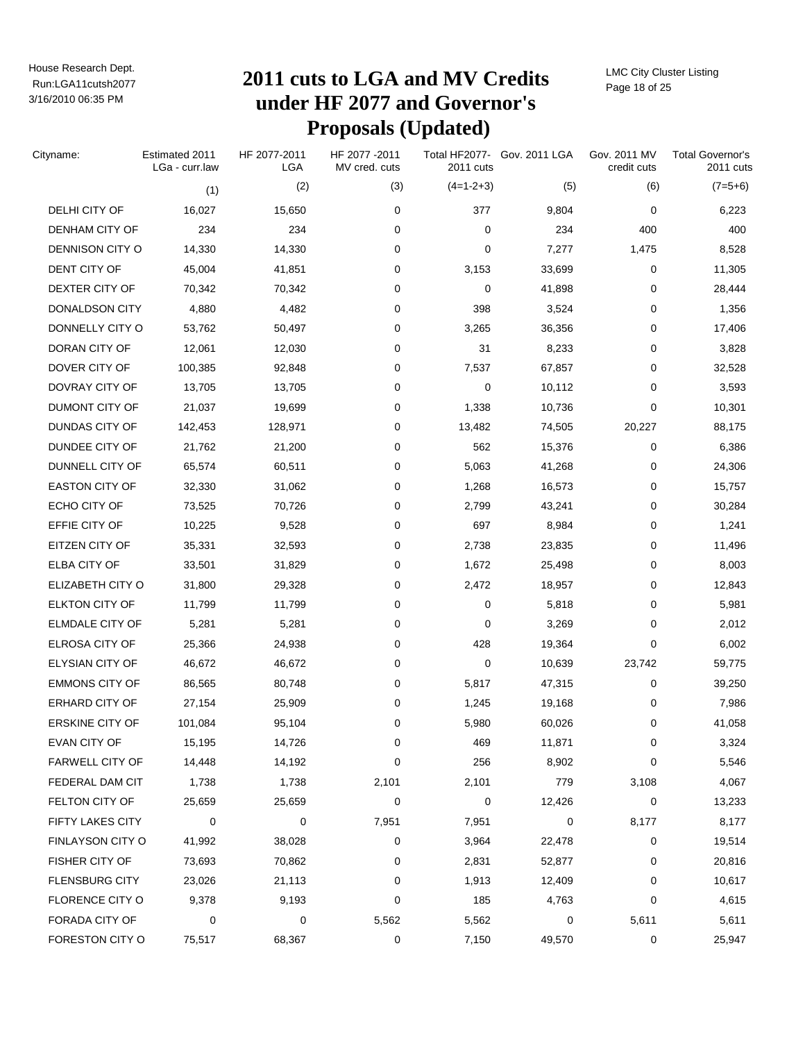# 2011 cuts to LGA and MV Credits under HF 2077 and Governor's Proposals (Updated)

House Research Dept.
Run:LGA11cutsh2077
3/16/2010 06:35 PM

LMC City Cluster Listing

| Cityname: | Estimated 2011 LGa - curr.law | HF 2077-2011 LGA | HF 2077 -2011 MV cred. cuts | Total HF2077- 2011 cuts | Gov. 2011 LGA | Gov. 2011 MV credit cuts | Total Governor's 2011 cuts |
|---|---|---|---|---|---|---|---|
| | (1) | (2) | (3) | (4=1-2+3) | (5) | (6) | (7=5+6) |
| DELHI CITY OF | 16,027 | 15,650 | 0 | 377 | 9,804 | 0 | 6,223 |
| DENHAM CITY OF | 234 | 234 | 0 | 0 | 234 | 400 | 400 |
| DENNISON CITY O | 14,330 | 14,330 | 0 | 0 | 7,277 | 1,475 | 8,528 |
| DENT CITY OF | 45,004 | 41,851 | 0 | 3,153 | 33,699 | 0 | 11,305 |
| DEXTER CITY OF | 70,342 | 70,342 | 0 | 0 | 41,898 | 0 | 28,444 |
| DONALDSON CITY | 4,880 | 4,482 | 0 | 398 | 3,524 | 0 | 1,356 |
| DONNELLY CITY O | 53,762 | 50,497 | 0 | 3,265 | 36,356 | 0 | 17,406 |
| DORAN CITY OF | 12,061 | 12,030 | 0 | 31 | 8,233 | 0 | 3,828 |
| DOVER CITY OF | 100,385 | 92,848 | 0 | 7,537 | 67,857 | 0 | 32,528 |
| DOVRAY CITY OF | 13,705 | 13,705 | 0 | 0 | 10,112 | 0 | 3,593 |
| DUMONT CITY OF | 21,037 | 19,699 | 0 | 1,338 | 10,736 | 0 | 10,301 |
| DUNDAS CITY OF | 142,453 | 128,971 | 0 | 13,482 | 74,505 | 20,227 | 88,175 |
| DUNDEE CITY OF | 21,762 | 21,200 | 0 | 562 | 15,376 | 0 | 6,386 |
| DUNNELL CITY OF | 65,574 | 60,511 | 0 | 5,063 | 41,268 | 0 | 24,306 |
| EASTON CITY OF | 32,330 | 31,062 | 0 | 1,268 | 16,573 | 0 | 15,757 |
| ECHO CITY OF | 73,525 | 70,726 | 0 | 2,799 | 43,241 | 0 | 30,284 |
| EFFIE CITY OF | 10,225 | 9,528 | 0 | 697 | 8,984 | 0 | 1,241 |
| EITZEN CITY OF | 35,331 | 32,593 | 0 | 2,738 | 23,835 | 0 | 11,496 |
| ELBA CITY OF | 33,501 | 31,829 | 0 | 1,672 | 25,498 | 0 | 8,003 |
| ELIZABETH CITY O | 31,800 | 29,328 | 0 | 2,472 | 18,957 | 0 | 12,843 |
| ELKTON CITY OF | 11,799 | 11,799 | 0 | 0 | 5,818 | 0 | 5,981 |
| ELMDALE CITY OF | 5,281 | 5,281 | 0 | 0 | 3,269 | 0 | 2,012 |
| ELROSA CITY OF | 25,366 | 24,938 | 0 | 428 | 19,364 | 0 | 6,002 |
| ELYSIAN CITY OF | 46,672 | 46,672 | 0 | 0 | 10,639 | 23,742 | 59,775 |
| EMMONS CITY OF | 86,565 | 80,748 | 0 | 5,817 | 47,315 | 0 | 39,250 |
| ERHARD CITY OF | 27,154 | 25,909 | 0 | 1,245 | 19,168 | 0 | 7,986 |
| ERSKINE CITY OF | 101,084 | 95,104 | 0 | 5,980 | 60,026 | 0 | 41,058 |
| EVAN CITY OF | 15,195 | 14,726 | 0 | 469 | 11,871 | 0 | 3,324 |
| FARWELL CITY OF | 14,448 | 14,192 | 0 | 256 | 8,902 | 0 | 5,546 |
| FEDERAL DAM CIT | 1,738 | 1,738 | 2,101 | 2,101 | 779 | 3,108 | 4,067 |
| FELTON CITY OF | 25,659 | 25,659 | 0 | 0 | 12,426 | 0 | 13,233 |
| FIFTY LAKES CITY | 0 | 0 | 7,951 | 7,951 | 0 | 8,177 | 8,177 |
| FINLAYSON CITY O | 41,992 | 38,028 | 0 | 3,964 | 22,478 | 0 | 19,514 |
| FISHER CITY OF | 73,693 | 70,862 | 0 | 2,831 | 52,877 | 0 | 20,816 |
| FLENSBURG CITY | 23,026 | 21,113 | 0 | 1,913 | 12,409 | 0 | 10,617 |
| FLORENCE CITY O | 9,378 | 9,193 | 0 | 185 | 4,763 | 0 | 4,615 |
| FORADA CITY OF | 0 | 0 | 5,562 | 5,562 | 0 | 5,611 | 5,611 |
| FORESTON CITY O | 75,517 | 68,367 | 0 | 7,150 | 49,570 | 0 | 25,947 |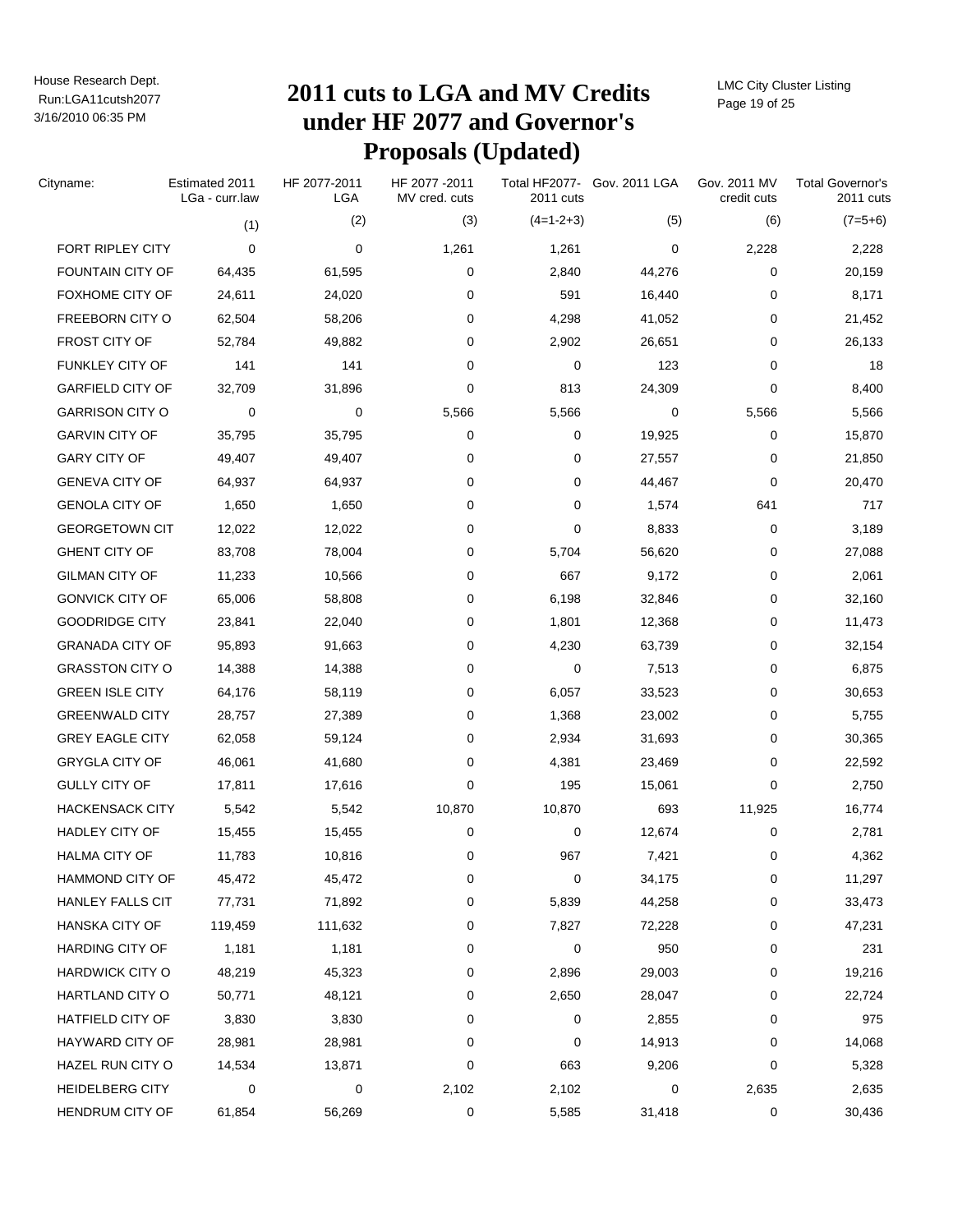# 2011 cuts to LGA and MV Credits under HF 2077 and Governor's Proposals (Updated)

| Cityname: | Estimated 2011 LGa - curr.law | HF 2077-2011 LGA | HF 2077 -2011 MV cred. cuts | Total HF2077- 2011 cuts | Gov. 2011 LGA | Gov. 2011 MV credit cuts | Total Governor's 2011 cuts |
|---|---|---|---|---|---|---|---|
| | (1) | (2) | (3) | (4=1-2+3) | (5) | (6) | (7=5+6) |
| FORT RIPLEY CITY | 0 | 0 | 1,261 | 1,261 | 0 | 2,228 | 2,228 |
| FOUNTAIN CITY OF | 64,435 | 61,595 | 0 | 2,840 | 44,276 | 0 | 20,159 |
| FOXHOME CITY OF | 24,611 | 24,020 | 0 | 591 | 16,440 | 0 | 8,171 |
| FREEBORN CITY O | 62,504 | 58,206 | 0 | 4,298 | 41,052 | 0 | 21,452 |
| FROST CITY OF | 52,784 | 49,882 | 0 | 2,902 | 26,651 | 0 | 26,133 |
| FUNKLEY CITY OF | 141 | 141 | 0 | 0 | 123 | 0 | 18 |
| GARFIELD CITY OF | 32,709 | 31,896 | 0 | 813 | 24,309 | 0 | 8,400 |
| GARRISON CITY O | 0 | 0 | 5,566 | 5,566 | 0 | 5,566 | 5,566 |
| GARVIN CITY OF | 35,795 | 35,795 | 0 | 0 | 19,925 | 0 | 15,870 |
| GARY CITY OF | 49,407 | 49,407 | 0 | 0 | 27,557 | 0 | 21,850 |
| GENEVA CITY OF | 64,937 | 64,937 | 0 | 0 | 44,467 | 0 | 20,470 |
| GENOLA CITY OF | 1,650 | 1,650 | 0 | 0 | 1,574 | 641 | 717 |
| GEORGETOWN CIT | 12,022 | 12,022 | 0 | 0 | 8,833 | 0 | 3,189 |
| GHENT CITY OF | 83,708 | 78,004 | 0 | 5,704 | 56,620 | 0 | 27,088 |
| GILMAN CITY OF | 11,233 | 10,566 | 0 | 667 | 9,172 | 0 | 2,061 |
| GONVICK CITY OF | 65,006 | 58,808 | 0 | 6,198 | 32,846 | 0 | 32,160 |
| GOODRIDGE CITY | 23,841 | 22,040 | 0 | 1,801 | 12,368 | 0 | 11,473 |
| GRANADA CITY OF | 95,893 | 91,663 | 0 | 4,230 | 63,739 | 0 | 32,154 |
| GRASSTON CITY O | 14,388 | 14,388 | 0 | 0 | 7,513 | 0 | 6,875 |
| GREEN ISLE CITY | 64,176 | 58,119 | 0 | 6,057 | 33,523 | 0 | 30,653 |
| GREENWALD CITY | 28,757 | 27,389 | 0 | 1,368 | 23,002 | 0 | 5,755 |
| GREY EAGLE CITY | 62,058 | 59,124 | 0 | 2,934 | 31,693 | 0 | 30,365 |
| GRYGLA CITY OF | 46,061 | 41,680 | 0 | 4,381 | 23,469 | 0 | 22,592 |
| GULLY CITY OF | 17,811 | 17,616 | 0 | 195 | 15,061 | 0 | 2,750 |
| HACKENSACK CITY | 5,542 | 5,542 | 10,870 | 10,870 | 693 | 11,925 | 16,774 |
| HADLEY CITY OF | 15,455 | 15,455 | 0 | 0 | 12,674 | 0 | 2,781 |
| HALMA CITY OF | 11,783 | 10,816 | 0 | 967 | 7,421 | 0 | 4,362 |
| HAMMOND CITY OF | 45,472 | 45,472 | 0 | 0 | 34,175 | 0 | 11,297 |
| HANLEY FALLS CIT | 77,731 | 71,892 | 0 | 5,839 | 44,258 | 0 | 33,473 |
| HANSKA CITY OF | 119,459 | 111,632 | 0 | 7,827 | 72,228 | 0 | 47,231 |
| HARDING CITY OF | 1,181 | 1,181 | 0 | 0 | 950 | 0 | 231 |
| HARDWICK CITY O | 48,219 | 45,323 | 0 | 2,896 | 29,003 | 0 | 19,216 |
| HARTLAND CITY O | 50,771 | 48,121 | 0 | 2,650 | 28,047 | 0 | 22,724 |
| HATFIELD CITY OF | 3,830 | 3,830 | 0 | 0 | 2,855 | 0 | 975 |
| HAYWARD CITY OF | 28,981 | 28,981 | 0 | 0 | 14,913 | 0 | 14,068 |
| HAZEL RUN CITY O | 14,534 | 13,871 | 0 | 663 | 9,206 | 0 | 5,328 |
| HEIDELBERG CITY | 0 | 0 | 2,102 | 2,102 | 0 | 2,635 | 2,635 |
| HENDRUM CITY OF | 61,854 | 56,269 | 0 | 5,585 | 31,418 | 0 | 30,436 |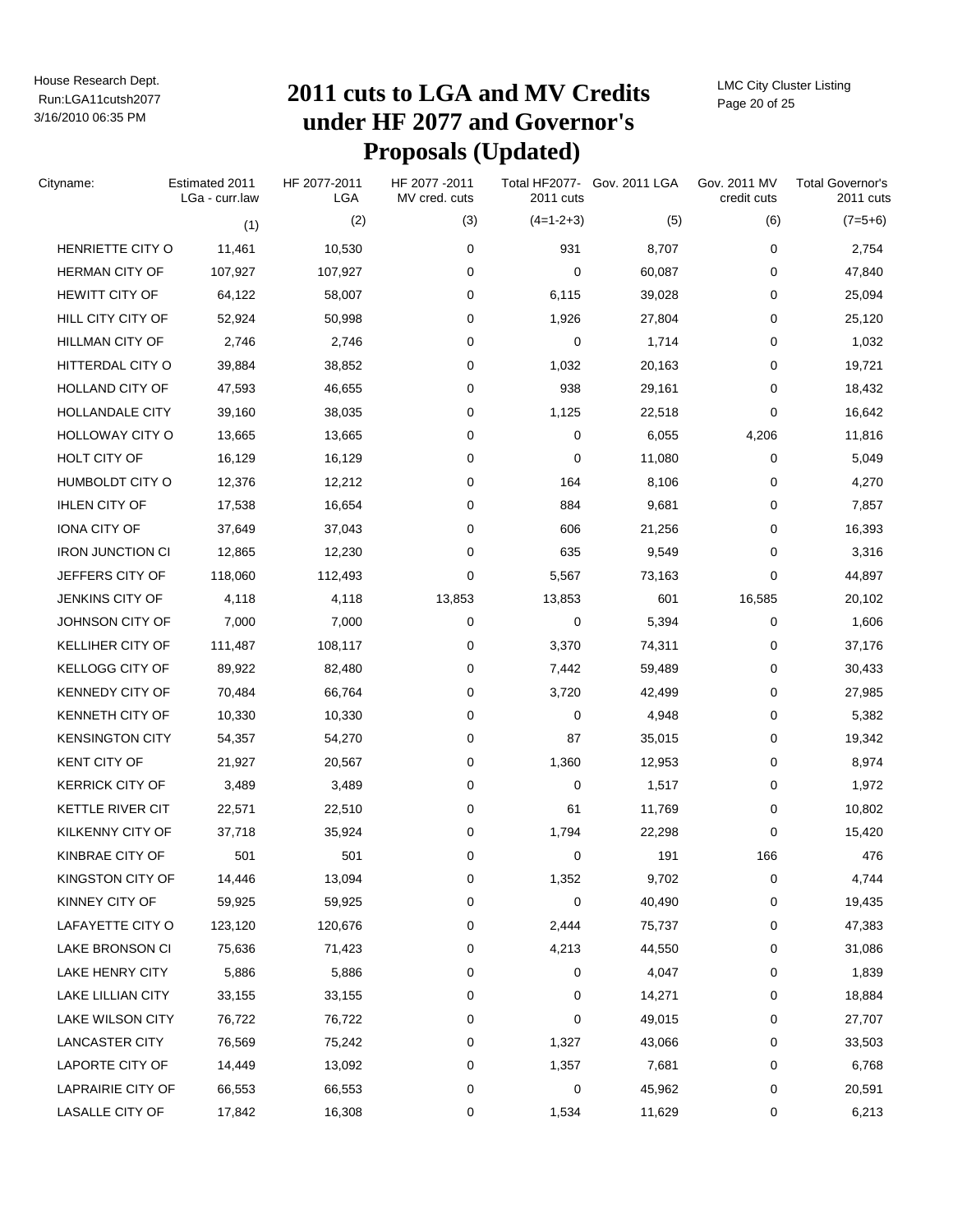# 2011 cuts to LGA and MV Credits under HF 2077 and Governor's Proposals (Updated)

| Cityname: | Estimated 2011 LGa - curr.law | HF 2077-2011 LGA | HF 2077 -2011 MV cred. cuts | Total HF2077- 2011 cuts | Gov. 2011 LGA | Gov. 2011 MV credit cuts | Total Governor's 2011 cuts |
|---|---|---|---|---|---|---|---|
| | (1) | (2) | (3) | (4=1-2+3) | (5) | (6) | (7=5+6) |
| HENRIETTE CITY O | 11,461 | 10,530 | 0 | 931 | 8,707 | 0 | 2,754 |
| HERMAN CITY OF | 107,927 | 107,927 | 0 | 0 | 60,087 | 0 | 47,840 |
| HEWITT CITY OF | 64,122 | 58,007 | 0 | 6,115 | 39,028 | 0 | 25,094 |
| HILL CITY CITY OF | 52,924 | 50,998 | 0 | 1,926 | 27,804 | 0 | 25,120 |
| HILLMAN CITY OF | 2,746 | 2,746 | 0 | 0 | 1,714 | 0 | 1,032 |
| HITTERDAL CITY O | 39,884 | 38,852 | 0 | 1,032 | 20,163 | 0 | 19,721 |
| HOLLAND CITY OF | 47,593 | 46,655 | 0 | 938 | 29,161 | 0 | 18,432 |
| HOLLANDALE CITY | 39,160 | 38,035 | 0 | 1,125 | 22,518 | 0 | 16,642 |
| HOLLOWAY CITY O | 13,665 | 13,665 | 0 | 0 | 6,055 | 4,206 | 11,816 |
| HOLT CITY OF | 16,129 | 16,129 | 0 | 0 | 11,080 | 0 | 5,049 |
| HUMBOLDT CITY O | 12,376 | 12,212 | 0 | 164 | 8,106 | 0 | 4,270 |
| IHLEN CITY OF | 17,538 | 16,654 | 0 | 884 | 9,681 | 0 | 7,857 |
| IONA CITY OF | 37,649 | 37,043 | 0 | 606 | 21,256 | 0 | 16,393 |
| IRON JUNCTION CI | 12,865 | 12,230 | 0 | 635 | 9,549 | 0 | 3,316 |
| JEFFERS CITY OF | 118,060 | 112,493 | 0 | 5,567 | 73,163 | 0 | 44,897 |
| JENKINS CITY OF | 4,118 | 4,118 | 13,853 | 13,853 | 601 | 16,585 | 20,102 |
| JOHNSON CITY OF | 7,000 | 7,000 | 0 | 0 | 5,394 | 0 | 1,606 |
| KELLIHER CITY OF | 111,487 | 108,117 | 0 | 3,370 | 74,311 | 0 | 37,176 |
| KELLOGG CITY OF | 89,922 | 82,480 | 0 | 7,442 | 59,489 | 0 | 30,433 |
| KENNEDY CITY OF | 70,484 | 66,764 | 0 | 3,720 | 42,499 | 0 | 27,985 |
| KENNETH CITY OF | 10,330 | 10,330 | 0 | 0 | 4,948 | 0 | 5,382 |
| KENSINGTON CITY | 54,357 | 54,270 | 0 | 87 | 35,015 | 0 | 19,342 |
| KENT CITY OF | 21,927 | 20,567 | 0 | 1,360 | 12,953 | 0 | 8,974 |
| KERRICK CITY OF | 3,489 | 3,489 | 0 | 0 | 1,517 | 0 | 1,972 |
| KETTLE RIVER CIT | 22,571 | 22,510 | 0 | 61 | 11,769 | 0 | 10,802 |
| KILKENNY CITY OF | 37,718 | 35,924 | 0 | 1,794 | 22,298 | 0 | 15,420 |
| KINBRAE CITY OF | 501 | 501 | 0 | 0 | 191 | 166 | 476 |
| KINGSTON CITY OF | 14,446 | 13,094 | 0 | 1,352 | 9,702 | 0 | 4,744 |
| KINNEY CITY OF | 59,925 | 59,925 | 0 | 0 | 40,490 | 0 | 19,435 |
| LAFAYETTE CITY O | 123,120 | 120,676 | 0 | 2,444 | 75,737 | 0 | 47,383 |
| LAKE BRONSON CI | 75,636 | 71,423 | 0 | 4,213 | 44,550 | 0 | 31,086 |
| LAKE HENRY CITY | 5,886 | 5,886 | 0 | 0 | 4,047 | 0 | 1,839 |
| LAKE LILLIAN CITY | 33,155 | 33,155 | 0 | 0 | 14,271 | 0 | 18,884 |
| LAKE WILSON CITY | 76,722 | 76,722 | 0 | 0 | 49,015 | 0 | 27,707 |
| LANCASTER CITY | 76,569 | 75,242 | 0 | 1,327 | 43,066 | 0 | 33,503 |
| LAPORTE CITY OF | 14,449 | 13,092 | 0 | 1,357 | 7,681 | 0 | 6,768 |
| LAPRAIRIE CITY OF | 66,553 | 66,553 | 0 | 0 | 45,962 | 0 | 20,591 |
| LASALLE CITY OF | 17,842 | 16,308 | 0 | 1,534 | 11,629 | 0 | 6,213 |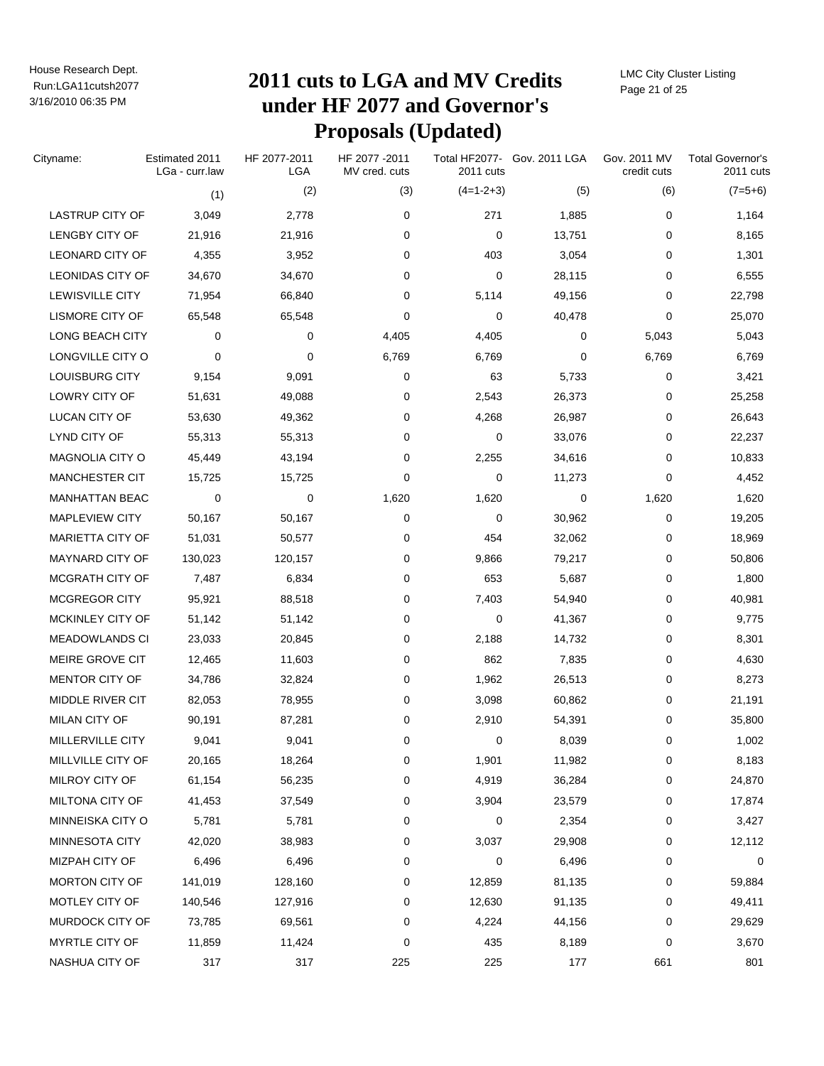# 2011 cuts to LGA and MV Credits under HF 2077 and Governor's Proposals (Updated)

| Cityname: | Estimated 2011 LGa - curr.law | HF 2077-2011 LGA | HF 2077 -2011 MV cred. cuts | Total HF2077- 2011 cuts | Gov. 2011 LGA | Gov. 2011 MV credit cuts | Total Governor's 2011 cuts |
|---|---|---|---|---|---|---|---|
| | (1) | (2) | (3) | (4=1-2+3) | (5) | (6) | (7=5+6) |
| LASTRUP CITY OF | 3,049 | 2,778 | 0 | 271 | 1,885 | 0 | 1,164 |
| LENGBY CITY OF | 21,916 | 21,916 | 0 | 0 | 13,751 | 0 | 8,165 |
| LEONARD CITY OF | 4,355 | 3,952 | 0 | 403 | 3,054 | 0 | 1,301 |
| LEONIDAS CITY OF | 34,670 | 34,670 | 0 | 0 | 28,115 | 0 | 6,555 |
| LEWISVILLE CITY | 71,954 | 66,840 | 0 | 5,114 | 49,156 | 0 | 22,798 |
| LISMORE CITY OF | 65,548 | 65,548 | 0 | 0 | 40,478 | 0 | 25,070 |
| LONG BEACH CITY | 0 | 0 | 4,405 | 4,405 | 0 | 5,043 | 5,043 |
| LONGVILLE CITY O | 0 | 0 | 6,769 | 6,769 | 0 | 6,769 | 6,769 |
| LOUISBURG CITY | 9,154 | 9,091 | 0 | 63 | 5,733 | 0 | 3,421 |
| LOWRY CITY OF | 51,631 | 49,088 | 0 | 2,543 | 26,373 | 0 | 25,258 |
| LUCAN CITY OF | 53,630 | 49,362 | 0 | 4,268 | 26,987 | 0 | 26,643 |
| LYND CITY OF | 55,313 | 55,313 | 0 | 0 | 33,076 | 0 | 22,237 |
| MAGNOLIA CITY O | 45,449 | 43,194 | 0 | 2,255 | 34,616 | 0 | 10,833 |
| MANCHESTER CIT | 15,725 | 15,725 | 0 | 0 | 11,273 | 0 | 4,452 |
| MANHATTAN BEAC | 0 | 0 | 1,620 | 1,620 | 0 | 1,620 | 1,620 |
| MAPLEVIEW CITY | 50,167 | 50,167 | 0 | 0 | 30,962 | 0 | 19,205 |
| MARIETTA CITY OF | 51,031 | 50,577 | 0 | 454 | 32,062 | 0 | 18,969 |
| MAYNARD CITY OF | 130,023 | 120,157 | 0 | 9,866 | 79,217 | 0 | 50,806 |
| MCGRATH CITY OF | 7,487 | 6,834 | 0 | 653 | 5,687 | 0 | 1,800 |
| MCGREGOR CITY | 95,921 | 88,518 | 0 | 7,403 | 54,940 | 0 | 40,981 |
| MCKINLEY CITY OF | 51,142 | 51,142 | 0 | 0 | 41,367 | 0 | 9,775 |
| MEADOWLANDS CI | 23,033 | 20,845 | 0 | 2,188 | 14,732 | 0 | 8,301 |
| MEIRE GROVE CIT | 12,465 | 11,603 | 0 | 862 | 7,835 | 0 | 4,630 |
| MENTOR CITY OF | 34,786 | 32,824 | 0 | 1,962 | 26,513 | 0 | 8,273 |
| MIDDLE RIVER CIT | 82,053 | 78,955 | 0 | 3,098 | 60,862 | 0 | 21,191 |
| MILAN CITY OF | 90,191 | 87,281 | 0 | 2,910 | 54,391 | 0 | 35,800 |
| MILLERVILLE CITY | 9,041 | 9,041 | 0 | 0 | 8,039 | 0 | 1,002 |
| MILLVILLE CITY OF | 20,165 | 18,264 | 0 | 1,901 | 11,982 | 0 | 8,183 |
| MILROY CITY OF | 61,154 | 56,235 | 0 | 4,919 | 36,284 | 0 | 24,870 |
| MILTONA CITY OF | 41,453 | 37,549 | 0 | 3,904 | 23,579 | 0 | 17,874 |
| MINNEISKA CITY O | 5,781 | 5,781 | 0 | 0 | 2,354 | 0 | 3,427 |
| MINNESOTA CITY | 42,020 | 38,983 | 0 | 3,037 | 29,908 | 0 | 12,112 |
| MIZPAH CITY OF | 6,496 | 6,496 | 0 | 0 | 6,496 | 0 | 0 |
| MORTON CITY OF | 141,019 | 128,160 | 0 | 12,859 | 81,135 | 0 | 59,884 |
| MOTLEY CITY OF | 140,546 | 127,916 | 0 | 12,630 | 91,135 | 0 | 49,411 |
| MURDOCK CITY OF | 73,785 | 69,561 | 0 | 4,224 | 44,156 | 0 | 29,629 |
| MYRTLE CITY OF | 11,859 | 11,424 | 0 | 435 | 8,189 | 0 | 3,670 |
| NASHUA CITY OF | 317 | 317 | 225 | 225 | 177 | 661 | 801 |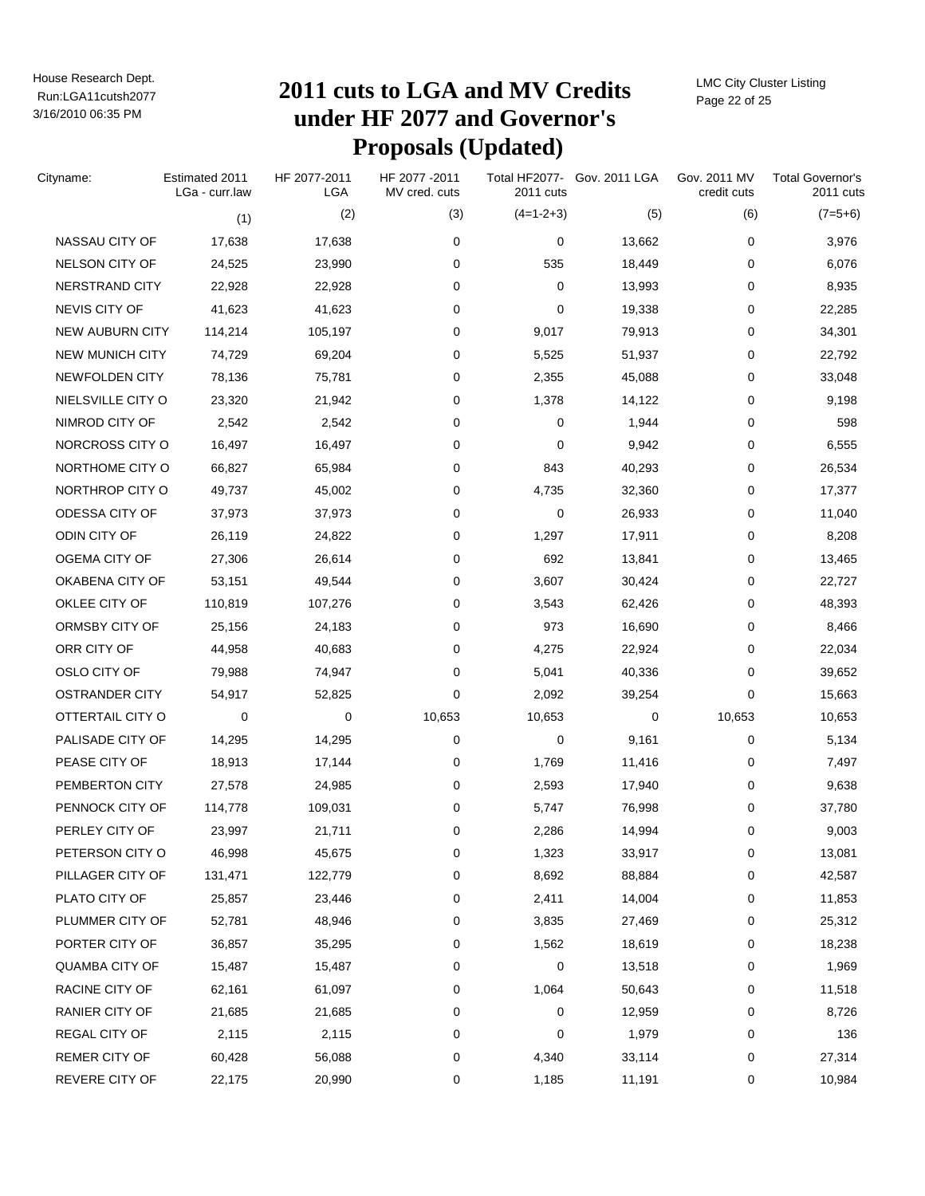# 2011 cuts to LGA and MV Credits under HF 2077 and Governor's Proposals (Updated)

| Cityname: | Estimated 2011 LGa - curr.law | HF 2077-2011 LGA | HF 2077 -2011 MV cred. cuts | Total HF2077- 2011 cuts | Gov. 2011 LGA | Gov. 2011 MV credit cuts | Total Governor's 2011 cuts |
|---|---|---|---|---|---|---|---|
| | (1) | (2) | (3) | (4=1-2+3) | (5) | (6) | (7=5+6) |
| NASSAU CITY OF | 17,638 | 17,638 | 0 | 0 | 13,662 | 0 | 3,976 |
| NELSON CITY OF | 24,525 | 23,990 | 0 | 535 | 18,449 | 0 | 6,076 |
| NERSTRAND CITY | 22,928 | 22,928 | 0 | 0 | 13,993 | 0 | 8,935 |
| NEVIS CITY OF | 41,623 | 41,623 | 0 | 0 | 19,338 | 0 | 22,285 |
| NEW AUBURN CITY | 114,214 | 105,197 | 0 | 9,017 | 79,913 | 0 | 34,301 |
| NEW MUNICH CITY | 74,729 | 69,204 | 0 | 5,525 | 51,937 | 0 | 22,792 |
| NEWFOLDEN CITY | 78,136 | 75,781 | 0 | 2,355 | 45,088 | 0 | 33,048 |
| NIELSVILLE CITY O | 23,320 | 21,942 | 0 | 1,378 | 14,122 | 0 | 9,198 |
| NIMROD CITY OF | 2,542 | 2,542 | 0 | 0 | 1,944 | 0 | 598 |
| NORCROSS CITY O | 16,497 | 16,497 | 0 | 0 | 9,942 | 0 | 6,555 |
| NORTHOME CITY O | 66,827 | 65,984 | 0 | 843 | 40,293 | 0 | 26,534 |
| NORTHROP CITY O | 49,737 | 45,002 | 0 | 4,735 | 32,360 | 0 | 17,377 |
| ODESSA CITY OF | 37,973 | 37,973 | 0 | 0 | 26,933 | 0 | 11,040 |
| ODIN CITY OF | 26,119 | 24,822 | 0 | 1,297 | 17,911 | 0 | 8,208 |
| OGEMA CITY OF | 27,306 | 26,614 | 0 | 692 | 13,841 | 0 | 13,465 |
| OKABENA CITY OF | 53,151 | 49,544 | 0 | 3,607 | 30,424 | 0 | 22,727 |
| OKLEE CITY OF | 110,819 | 107,276 | 0 | 3,543 | 62,426 | 0 | 48,393 |
| ORMSBY CITY OF | 25,156 | 24,183 | 0 | 973 | 16,690 | 0 | 8,466 |
| ORR CITY OF | 44,958 | 40,683 | 0 | 4,275 | 22,924 | 0 | 22,034 |
| OSLO CITY OF | 79,988 | 74,947 | 0 | 5,041 | 40,336 | 0 | 39,652 |
| OSTRANDER CITY | 54,917 | 52,825 | 0 | 2,092 | 39,254 | 0 | 15,663 |
| OTTERTAIL CITY O | 0 | 0 | 10,653 | 10,653 | 0 | 10,653 | 10,653 |
| PALISADE CITY OF | 14,295 | 14,295 | 0 | 0 | 9,161 | 0 | 5,134 |
| PEASE CITY OF | 18,913 | 17,144 | 0 | 1,769 | 11,416 | 0 | 7,497 |
| PEMBERTON CITY | 27,578 | 24,985 | 0 | 2,593 | 17,940 | 0 | 9,638 |
| PENNOCK CITY OF | 114,778 | 109,031 | 0 | 5,747 | 76,998 | 0 | 37,780 |
| PERLEY CITY OF | 23,997 | 21,711 | 0 | 2,286 | 14,994 | 0 | 9,003 |
| PETERSON CITY O | 46,998 | 45,675 | 0 | 1,323 | 33,917 | 0 | 13,081 |
| PILLAGER CITY OF | 131,471 | 122,779 | 0 | 8,692 | 88,884 | 0 | 42,587 |
| PLATO CITY OF | 25,857 | 23,446 | 0 | 2,411 | 14,004 | 0 | 11,853 |
| PLUMMER CITY OF | 52,781 | 48,946 | 0 | 3,835 | 27,469 | 0 | 25,312 |
| PORTER CITY OF | 36,857 | 35,295 | 0 | 1,562 | 18,619 | 0 | 18,238 |
| QUAMBA CITY OF | 15,487 | 15,487 | 0 | 0 | 13,518 | 0 | 1,969 |
| RACINE CITY OF | 62,161 | 61,097 | 0 | 1,064 | 50,643 | 0 | 11,518 |
| RANIER CITY OF | 21,685 | 21,685 | 0 | 0 | 12,959 | 0 | 8,726 |
| REGAL CITY OF | 2,115 | 2,115 | 0 | 0 | 1,979 | 0 | 136 |
| REMER CITY OF | 60,428 | 56,088 | 0 | 4,340 | 33,114 | 0 | 27,314 |
| REVERE CITY OF | 22,175 | 20,990 | 0 | 1,185 | 11,191 | 0 | 10,984 |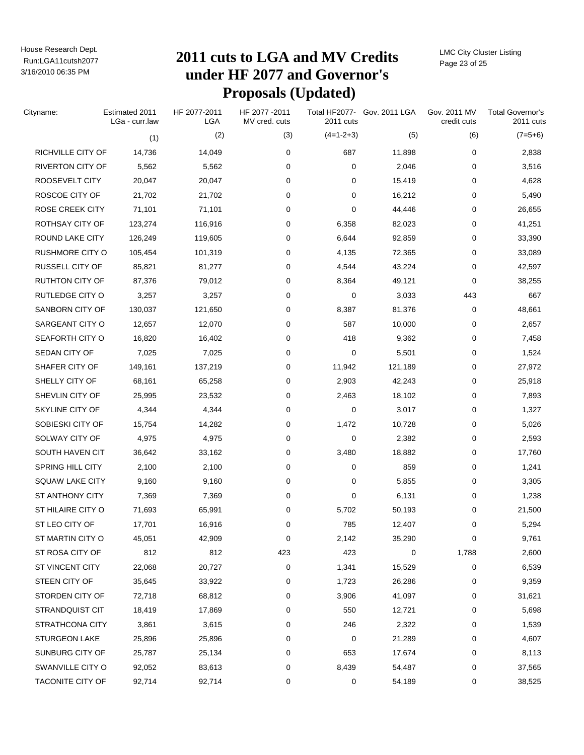# 2011 cuts to LGA and MV Credits under HF 2077 and Governor's Proposals (Updated)

| Cityname: | Estimated 2011 LGa - curr.law | HF 2077-2011 LGA | HF 2077 -2011 MV cred. cuts | Total HF2077- 2011 cuts | Gov. 2011 LGA | Gov. 2011 MV credit cuts | Total Governor's 2011 cuts |
|---|---|---|---|---|---|---|---|
| | (1) | (2) | (3) | (4=1-2+3) | (5) | (6) | (7=5+6) |
| RICHVILLE CITY OF | 14,736 | 14,049 | 0 | 687 | 11,898 | 0 | 2,838 |
| RIVERTON CITY OF | 5,562 | 5,562 | 0 | 0 | 2,046 | 0 | 3,516 |
| ROOSEVELT CITY | 20,047 | 20,047 | 0 | 0 | 15,419 | 0 | 4,628 |
| ROSCOE CITY OF | 21,702 | 21,702 | 0 | 0 | 16,212 | 0 | 5,490 |
| ROSE CREEK CITY | 71,101 | 71,101 | 0 | 0 | 44,446 | 0 | 26,655 |
| ROTHSAY CITY OF | 123,274 | 116,916 | 0 | 6,358 | 82,023 | 0 | 41,251 |
| ROUND LAKE CITY | 126,249 | 119,605 | 0 | 6,644 | 92,859 | 0 | 33,390 |
| RUSHMORE CITY O | 105,454 | 101,319 | 0 | 4,135 | 72,365 | 0 | 33,089 |
| RUSSELL CITY OF | 85,821 | 81,277 | 0 | 4,544 | 43,224 | 0 | 42,597 |
| RUTHTON CITY OF | 87,376 | 79,012 | 0 | 8,364 | 49,121 | 0 | 38,255 |
| RUTLEDGE CITY O | 3,257 | 3,257 | 0 | 0 | 3,033 | 443 | 667 |
| SANBORN CITY OF | 130,037 | 121,650 | 0 | 8,387 | 81,376 | 0 | 48,661 |
| SARGEANT CITY O | 12,657 | 12,070 | 0 | 587 | 10,000 | 0 | 2,657 |
| SEAFORTH CITY O | 16,820 | 16,402 | 0 | 418 | 9,362 | 0 | 7,458 |
| SEDAN CITY OF | 7,025 | 7,025 | 0 | 0 | 5,501 | 0 | 1,524 |
| SHAFER CITY OF | 149,161 | 137,219 | 0 | 11,942 | 121,189 | 0 | 27,972 |
| SHELLY CITY OF | 68,161 | 65,258 | 0 | 2,903 | 42,243 | 0 | 25,918 |
| SHEVLIN CITY OF | 25,995 | 23,532 | 0 | 2,463 | 18,102 | 0 | 7,893 |
| SKYLINE CITY OF | 4,344 | 4,344 | 0 | 0 | 3,017 | 0 | 1,327 |
| SOBIESKI CITY OF | 15,754 | 14,282 | 0 | 1,472 | 10,728 | 0 | 5,026 |
| SOLWAY CITY OF | 4,975 | 4,975 | 0 | 0 | 2,382 | 0 | 2,593 |
| SOUTH HAVEN CIT | 36,642 | 33,162 | 0 | 3,480 | 18,882 | 0 | 17,760 |
| SPRING HILL CITY | 2,100 | 2,100 | 0 | 0 | 859 | 0 | 1,241 |
| SQUAW LAKE CITY | 9,160 | 9,160 | 0 | 0 | 5,855 | 0 | 3,305 |
| ST ANTHONY CITY | 7,369 | 7,369 | 0 | 0 | 6,131 | 0 | 1,238 |
| ST HILAIRE CITY O | 71,693 | 65,991 | 0 | 5,702 | 50,193 | 0 | 21,500 |
| ST LEO CITY OF | 17,701 | 16,916 | 0 | 785 | 12,407 | 0 | 5,294 |
| ST MARTIN CITY O | 45,051 | 42,909 | 0 | 2,142 | 35,290 | 0 | 9,761 |
| ST ROSA CITY OF | 812 | 812 | 423 | 423 | 0 | 1,788 | 2,600 |
| ST VINCENT CITY | 22,068 | 20,727 | 0 | 1,341 | 15,529 | 0 | 6,539 |
| STEEN CITY OF | 35,645 | 33,922 | 0 | 1,723 | 26,286 | 0 | 9,359 |
| STORDEN CITY OF | 72,718 | 68,812 | 0 | 3,906 | 41,097 | 0 | 31,621 |
| STRANDQUIST CIT | 18,419 | 17,869 | 0 | 550 | 12,721 | 0 | 5,698 |
| STRATHCONA CITY | 3,861 | 3,615 | 0 | 246 | 2,322 | 0 | 1,539 |
| STURGEON LAKE | 25,896 | 25,896 | 0 | 0 | 21,289 | 0 | 4,607 |
| SUNBURG CITY OF | 25,787 | 25,134 | 0 | 653 | 17,674 | 0 | 8,113 |
| SWANVILLE CITY O | 92,052 | 83,613 | 0 | 8,439 | 54,487 | 0 | 37,565 |
| TACONITE CITY OF | 92,714 | 92,714 | 0 | 0 | 54,189 | 0 | 38,525 |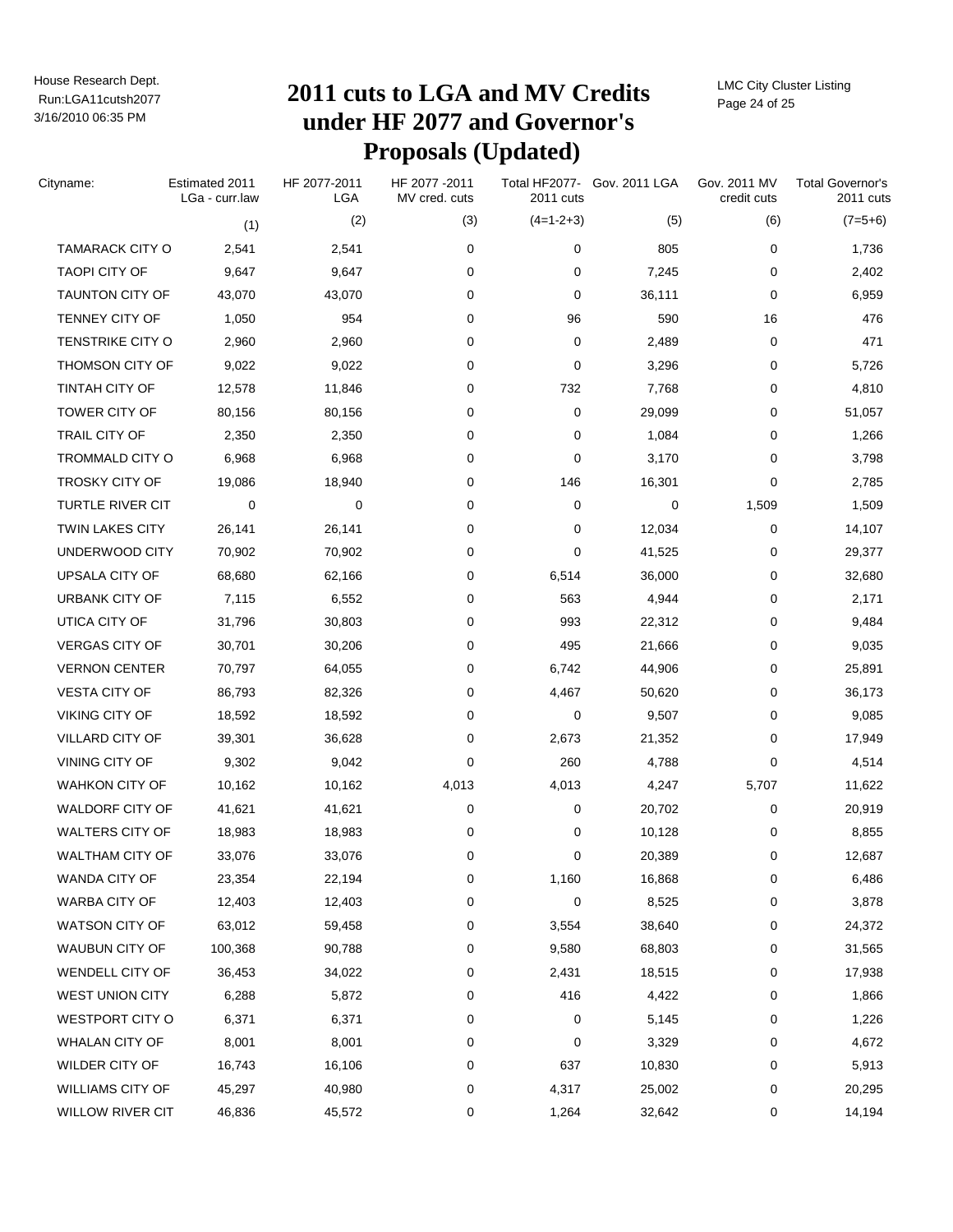# 2011 cuts to LGA and MV Credits under HF 2077 and Governor's Proposals (Updated)

| Cityname: | Estimated 2011 LGa - curr.law | HF 2077-2011 LGA | HF 2077 -2011 MV cred. cuts | Total HF2077- 2011 cuts | Gov. 2011 LGA | Gov. 2011 MV credit cuts | Total Governor's 2011 cuts |
|---|---|---|---|---|---|---|---|
| | (1) | (2) | (3) | (4=1-2+3) | (5) | (6) | (7=5+6) |
| TAMARACK CITY O | 2,541 | 2,541 | 0 | 0 | 805 | 0 | 1,736 |
| TAOPI CITY OF | 9,647 | 9,647 | 0 | 0 | 7,245 | 0 | 2,402 |
| TAUNTON CITY OF | 43,070 | 43,070 | 0 | 0 | 36,111 | 0 | 6,959 |
| TENNEY CITY OF | 1,050 | 954 | 0 | 96 | 590 | 16 | 476 |
| TENSTRIKE CITY O | 2,960 | 2,960 | 0 | 0 | 2,489 | 0 | 471 |
| THOMSON CITY OF | 9,022 | 9,022 | 0 | 0 | 3,296 | 0 | 5,726 |
| TINTAH CITY OF | 12,578 | 11,846 | 0 | 732 | 7,768 | 0 | 4,810 |
| TOWER CITY OF | 80,156 | 80,156 | 0 | 0 | 29,099 | 0 | 51,057 |
| TRAIL CITY OF | 2,350 | 2,350 | 0 | 0 | 1,084 | 0 | 1,266 |
| TROMMALD CITY O | 6,968 | 6,968 | 0 | 0 | 3,170 | 0 | 3,798 |
| TROSKY CITY OF | 19,086 | 18,940 | 0 | 146 | 16,301 | 0 | 2,785 |
| TURTLE RIVER CIT | 0 | 0 | 0 | 0 | 0 | 1,509 | 1,509 |
| TWIN LAKES CITY | 26,141 | 26,141 | 0 | 0 | 12,034 | 0 | 14,107 |
| UNDERWOOD CITY | 70,902 | 70,902 | 0 | 0 | 41,525 | 0 | 29,377 |
| UPSALA CITY OF | 68,680 | 62,166 | 0 | 6,514 | 36,000 | 0 | 32,680 |
| URBANK CITY OF | 7,115 | 6,552 | 0 | 563 | 4,944 | 0 | 2,171 |
| UTICA CITY OF | 31,796 | 30,803 | 0 | 993 | 22,312 | 0 | 9,484 |
| VERGAS CITY OF | 30,701 | 30,206 | 0 | 495 | 21,666 | 0 | 9,035 |
| VERNON CENTER | 70,797 | 64,055 | 0 | 6,742 | 44,906 | 0 | 25,891 |
| VESTA CITY OF | 86,793 | 82,326 | 0 | 4,467 | 50,620 | 0 | 36,173 |
| VIKING CITY OF | 18,592 | 18,592 | 0 | 0 | 9,507 | 0 | 9,085 |
| VILLARD CITY OF | 39,301 | 36,628 | 0 | 2,673 | 21,352 | 0 | 17,949 |
| VINING CITY OF | 9,302 | 9,042 | 0 | 260 | 4,788 | 0 | 4,514 |
| WAHKON CITY OF | 10,162 | 10,162 | 4,013 | 4,013 | 4,247 | 5,707 | 11,622 |
| WALDORF CITY OF | 41,621 | 41,621 | 0 | 0 | 20,702 | 0 | 20,919 |
| WALTERS CITY OF | 18,983 | 18,983 | 0 | 0 | 10,128 | 0 | 8,855 |
| WALTHAM CITY OF | 33,076 | 33,076 | 0 | 0 | 20,389 | 0 | 12,687 |
| WANDA CITY OF | 23,354 | 22,194 | 0 | 1,160 | 16,868 | 0 | 6,486 |
| WARBA CITY OF | 12,403 | 12,403 | 0 | 0 | 8,525 | 0 | 3,878 |
| WATSON CITY OF | 63,012 | 59,458 | 0 | 3,554 | 38,640 | 0 | 24,372 |
| WAUBUN CITY OF | 100,368 | 90,788 | 0 | 9,580 | 68,803 | 0 | 31,565 |
| WENDELL CITY OF | 36,453 | 34,022 | 0 | 2,431 | 18,515 | 0 | 17,938 |
| WEST UNION CITY | 6,288 | 5,872 | 0 | 416 | 4,422 | 0 | 1,866 |
| WESTPORT CITY O | 6,371 | 6,371 | 0 | 0 | 5,145 | 0 | 1,226 |
| WHALAN CITY OF | 8,001 | 8,001 | 0 | 0 | 3,329 | 0 | 4,672 |
| WILDER CITY OF | 16,743 | 16,106 | 0 | 637 | 10,830 | 0 | 5,913 |
| WILLIAMS CITY OF | 45,297 | 40,980 | 0 | 4,317 | 25,002 | 0 | 20,295 |
| WILLOW RIVER CIT | 46,836 | 45,572 | 0 | 1,264 | 32,642 | 0 | 14,194 |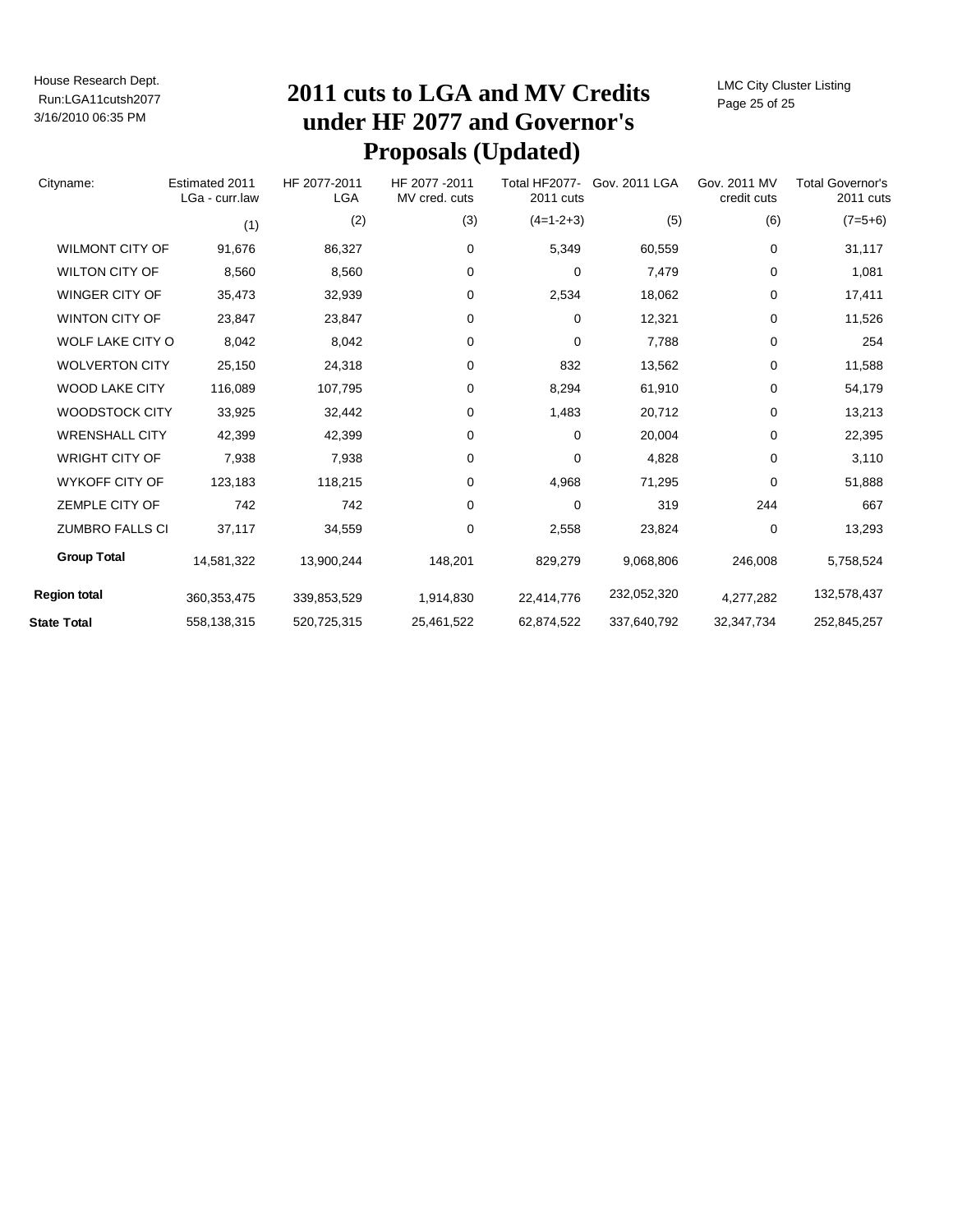# 2011 cuts to LGA and MV Credits under HF 2077 and Governor's Proposals (Updated)

| Cityname: | Estimated 2011 LGa - curr.law | HF 2077-2011 LGA | HF 2077 -2011 MV cred. cuts | Total HF2077- 2011 cuts | Gov. 2011 LGA | Gov. 2011 MV credit cuts | Total Governor's 2011 cuts |
|---|---|---|---|---|---|---|---|
| | (1) | (2) | (3) | (4=1-2+3) | (5) | (6) | (7=5+6) |
| WILMONT CITY OF | 91,676 | 86,327 | 0 | 5,349 | 60,559 | 0 | 31,117 |
| WILTON CITY OF | 8,560 | 8,560 | 0 | 0 | 7,479 | 0 | 1,081 |
| WINGER CITY OF | 35,473 | 32,939 | 0 | 2,534 | 18,062 | 0 | 17,411 |
| WINTON CITY OF | 23,847 | 23,847 | 0 | 0 | 12,321 | 0 | 11,526 |
| WOLF LAKE CITY O | 8,042 | 8,042 | 0 | 0 | 7,788 | 0 | 254 |
| WOLVERTON CITY | 25,150 | 24,318 | 0 | 832 | 13,562 | 0 | 11,588 |
| WOOD LAKE CITY | 116,089 | 107,795 | 0 | 8,294 | 61,910 | 0 | 54,179 |
| WOODSTOCK CITY | 33,925 | 32,442 | 0 | 1,483 | 20,712 | 0 | 13,213 |
| WRENSHALL CITY | 42,399 | 42,399 | 0 | 0 | 20,004 | 0 | 22,395 |
| WRIGHT CITY OF | 7,938 | 7,938 | 0 | 0 | 4,828 | 0 | 3,110 |
| WYKOFF CITY OF | 123,183 | 118,215 | 0 | 4,968 | 71,295 | 0 | 51,888 |
| ZEMPLE CITY OF | 742 | 742 | 0 | 0 | 319 | 244 | 667 |
| ZUMBRO FALLS CI | 37,117 | 34,559 | 0 | 2,558 | 23,824 | 0 | 13,293 |
| **Group Total** | 14,581,322 | 13,900,244 | 148,201 | 829,279 | 9,068,806 | 246,008 | 5,758,524 |
| **Region total** | 360,353,475 | 339,853,529 | 1,914,830 | 22,414,776 | 232,052,320 | 4,277,282 | 132,578,437 |
| **State Total** | 558,138,315 | 520,725,315 | 25,461,522 | 62,874,522 | 337,640,792 | 32,347,734 | 252,845,257 |